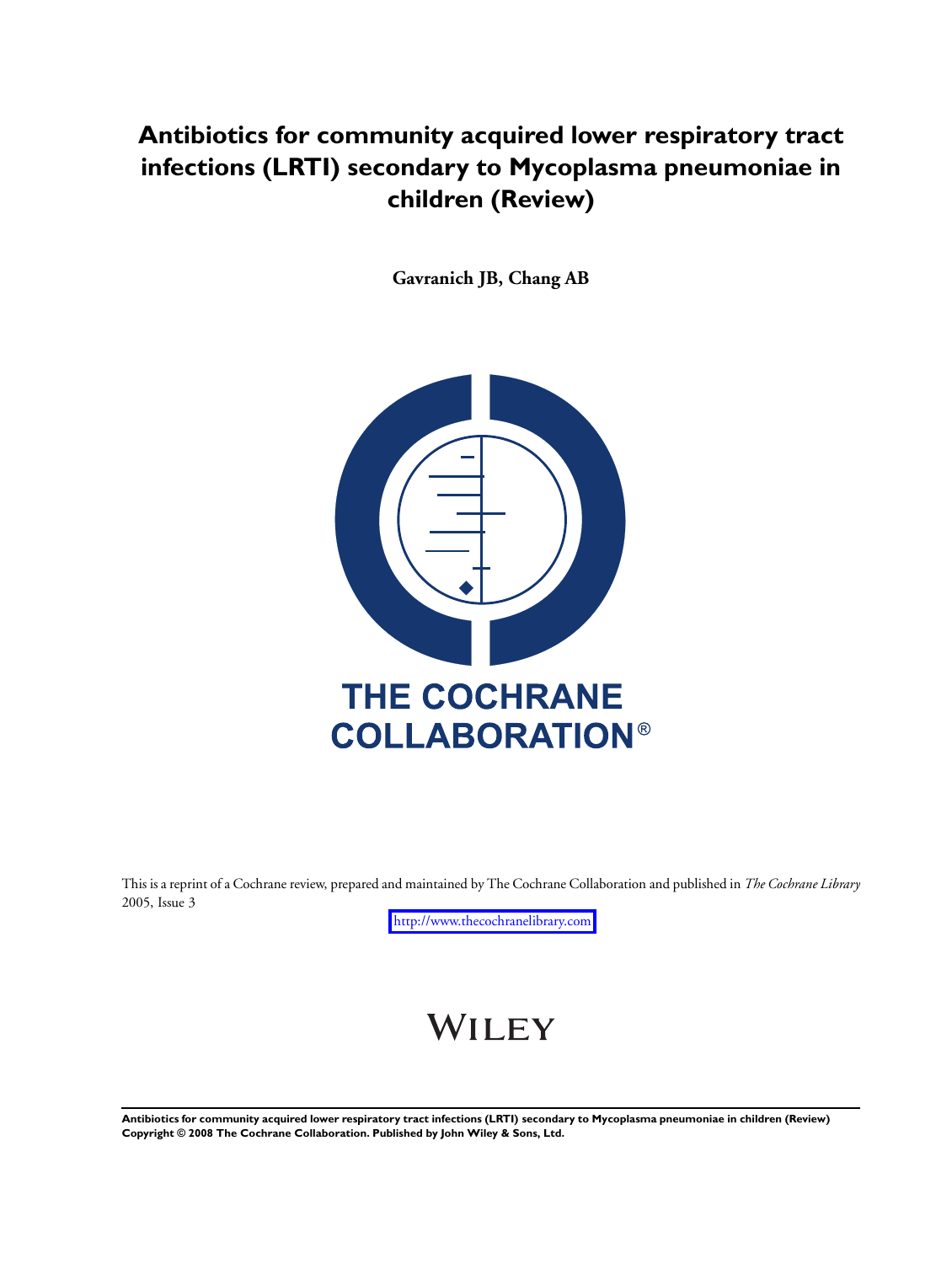# Antibiotics for community acquired lower respiratory tract infections (LRTI) secondary to Mycoplasma pneumoniae in children (Review)

**Gavranich JB, Chang AB**

THE COCHRANE COLLABORATION®

This is a reprint of a Cochrane review, prepared and maintained by The Cochrane Collaboration and published in *The Cochrane Library* 2005, Issue 3

http://www.thecochranelibrary.com

WILEY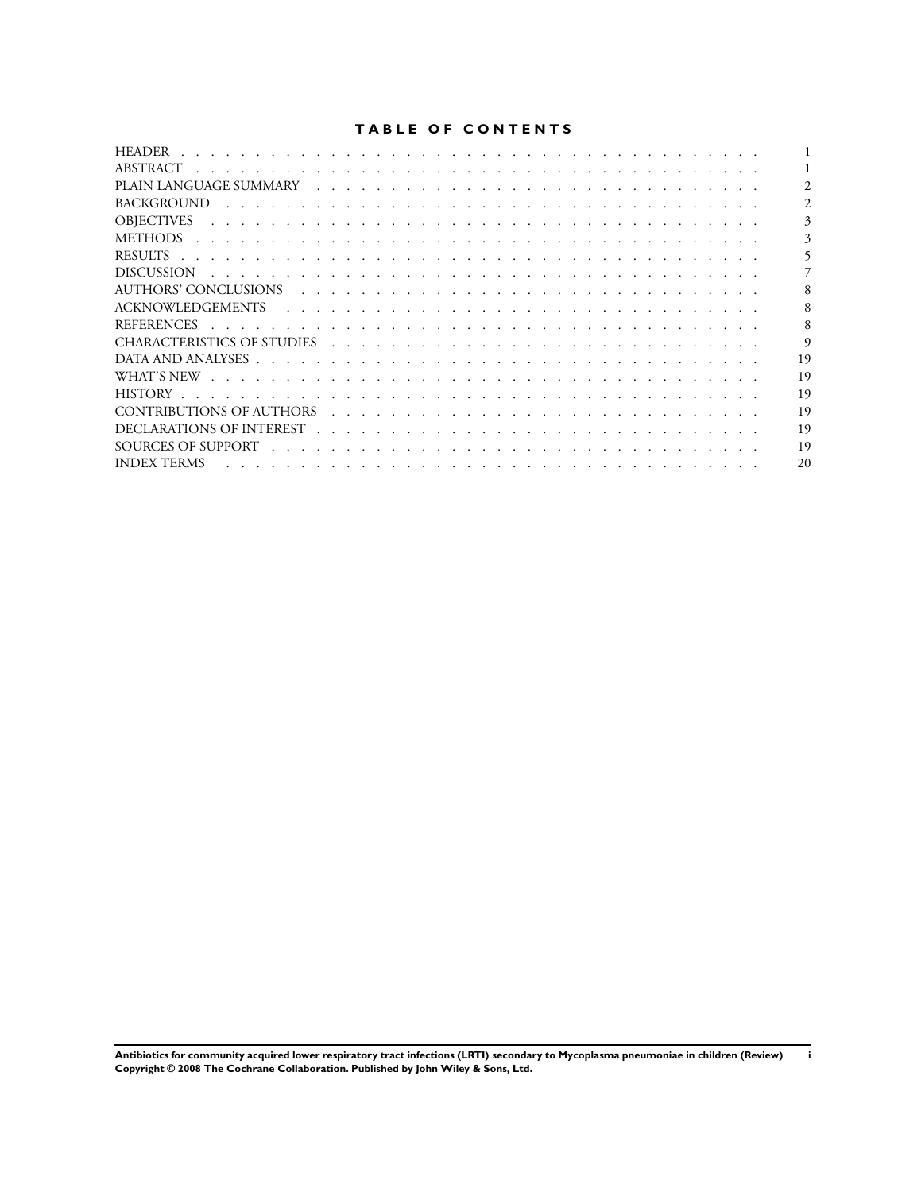# TABLE OF CONTENTS

| | |
|---|---|
| HEADER | 1 |
| ABSTRACT | 1 |
| PLAIN LANGUAGE SUMMARY | 2 |
| BACKGROUND | 2 |
| OBJECTIVES | 3 |
| METHODS | 3 |
| RESULTS | 5 |
| DISCUSSION | 7 |
| AUTHORS' CONCLUSIONS | 8 |
| ACKNOWLEDGEMENTS | 8 |
| REFERENCES | 8 |
| CHARACTERISTICS OF STUDIES | 9 |
| DATA AND ANALYSES | 19 |
| WHAT'S NEW | 19 |
| HISTORY | 19 |
| CONTRIBUTIONS OF AUTHORS | 19 |
| DECLARATIONS OF INTEREST | 19 |
| SOURCES OF SUPPORT | 19 |
| INDEX TERMS | 20 |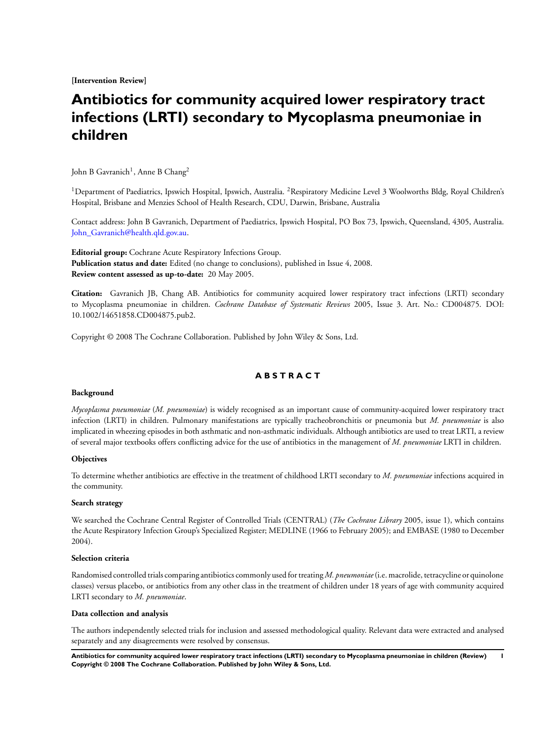[Intervention Review]

# Antibiotics for community acquired lower respiratory tract infections (LRTI) secondary to Mycoplasma pneumoniae in children

John B Gavranich[1], Anne B Chang[2]

[1]Department of Paediatrics, Ipswich Hospital, Ipswich, Australia. [2]Respiratory Medicine Level 3 Woolworths Bldg, Royal Children's Hospital, Brisbane and Menzies School of Health Research, CDU, Darwin, Brisbane, Australia

Contact address: John B Gavranich, Department of Paediatrics, Ipswich Hospital, PO Box 73, Ipswich, Queensland, 4305, Australia. John_Gavranich@health.qld.gov.au.

**Editorial group:** Cochrane Acute Respiratory Infections Group.
**Publication status and date:** Edited (no change to conclusions), published in Issue 4, 2008.
**Review content assessed as up-to-date:** 20 May 2005.

**Citation:** Gavranich JB, Chang AB. Antibiotics for community acquired lower respiratory tract infections (LRTI) secondary to Mycoplasma pneumoniae in children. *Cochrane Database of Systematic Reviews* 2005, Issue 3. Art. No.: CD004875. DOI: 10.1002/14651858.CD004875.pub2.

Copyright © 2008 The Cochrane Collaboration. Published by John Wiley & Sons, Ltd.

## ABSTRACT

### Background

*Mycoplasma pneumoniae* (*M. pneumoniae*) is widely recognised as an important cause of community-acquired lower respiratory tract infection (LRTI) in children. Pulmonary manifestations are typically tracheobronchitis or pneumonia but *M. pneumoniae* is also implicated in wheezing episodes in both asthmatic and non-asthmatic individuals. Although antibiotics are used to treat LRTI, a review of several major textbooks offers conflicting advice for the use of antibiotics in the management of *M. pneumoniae* LRTI in children.

### Objectives

To determine whether antibiotics are effective in the treatment of childhood LRTI secondary to *M. pneumoniae* infections acquired in the community.

### Search strategy

We searched the Cochrane Central Register of Controlled Trials (CENTRAL) (*The Cochrane Library* 2005, issue 1), which contains the Acute Respiratory Infection Group's Specialized Register; MEDLINE (1966 to February 2005); and EMBASE (1980 to December 2004).

### Selection criteria

Randomised controlled trials comparing antibiotics commonly used for treating *M. pneumoniae* (i.e. macrolide, tetracycline or quinolone classes) versus placebo, or antibiotics from any other class in the treatment of children under 18 years of age with community acquired LRTI secondary to *M. pneumoniae*.

### Data collection and analysis

The authors independently selected trials for inclusion and assessed methodological quality. Relevant data were extracted and analysed separately and any disagreements were resolved by consensus.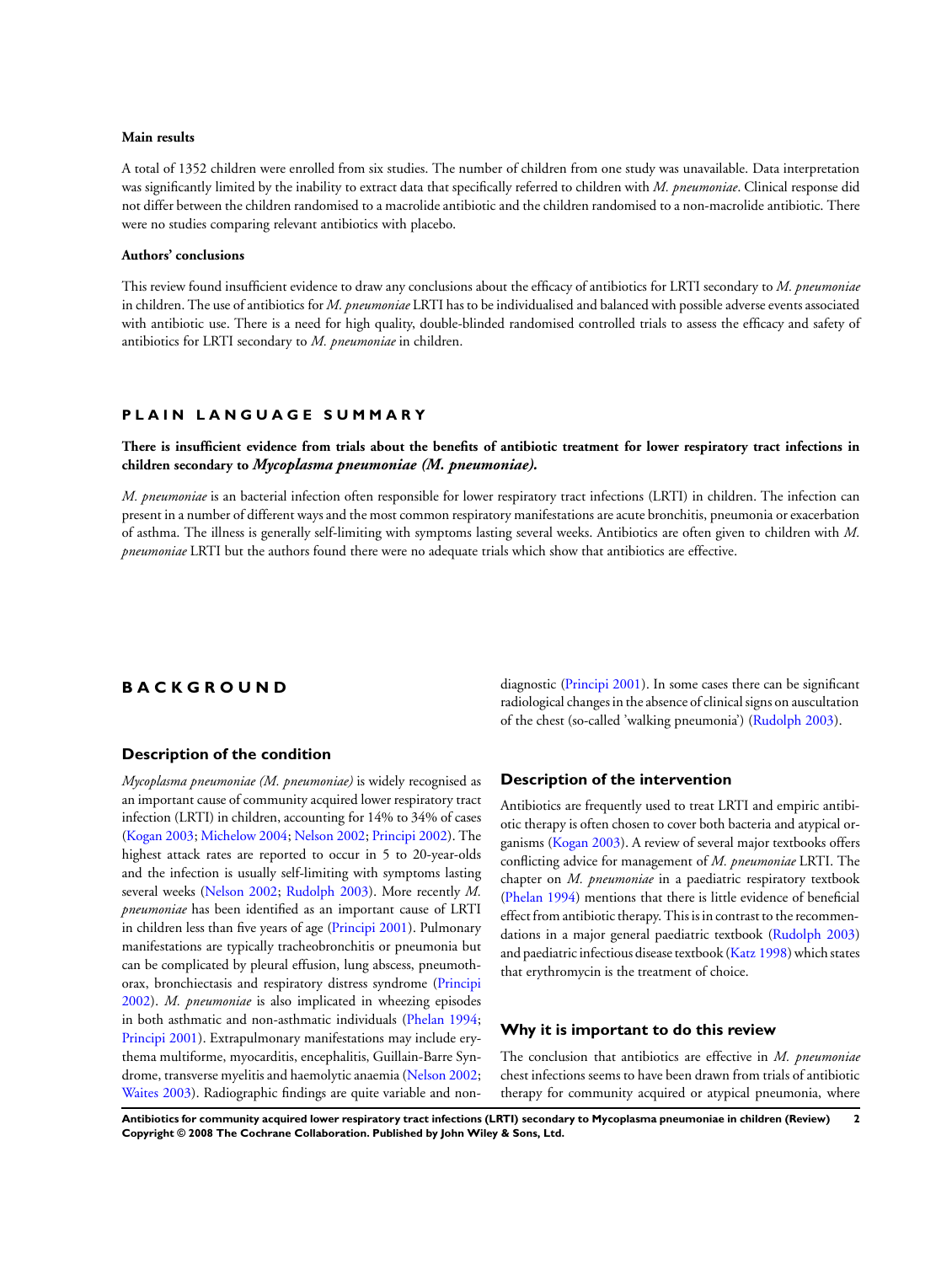**Main results**

A total of 1352 children were enrolled from six studies. The number of children from one study was unavailable. Data interpretation was significantly limited by the inability to extract data that specifically referred to children with *M. pneumoniae*. Clinical response did not differ between the children randomised to a macrolide antibiotic and the children randomised to a non-macrolide antibiotic. There were no studies comparing relevant antibiotics with placebo.

**Authors' conclusions**

This review found insufficient evidence to draw any conclusions about the efficacy of antibiotics for LRTI secondary to *M. pneumoniae* in children. The use of antibiotics for *M. pneumoniae* LRTI has to be individualised and balanced with possible adverse events associated with antibiotic use. There is a need for high quality, double-blinded randomised controlled trials to assess the efficacy and safety of antibiotics for LRTI secondary to *M. pneumoniae* in children.

## PLAIN LANGUAGE SUMMARY

**There is insufficient evidence from trials about the benefits of antibiotic treatment for lower respiratory tract infections in children secondary to *Mycoplasma pneumoniae (M. pneumoniae).***

*M. pneumoniae* is an bacterial infection often responsible for lower respiratory tract infections (LRTI) in children. The infection can present in a number of different ways and the most common respiratory manifestations are acute bronchitis, pneumonia or exacerbation of asthma. The illness is generally self-limiting with symptoms lasting several weeks. Antibiotics are often given to children with *M. pneumoniae* LRTI but the authors found there were no adequate trials which show that antibiotics are effective.

## BACKGROUND

### Description of the condition

*Mycoplasma pneumoniae (M. pneumoniae)* is widely recognised as an important cause of community acquired lower respiratory tract infection (LRTI) in children, accounting for 14% to 34% of cases (Kogan 2003; Michelow 2004; Nelson 2002; Principi 2002). The highest attack rates are reported to occur in 5 to 20-year-olds and the infection is usually self-limiting with symptoms lasting several weeks (Nelson 2002; Rudolph 2003). More recently *M. pneumoniae* has been identified as an important cause of LRTI in children less than five years of age (Principi 2001). Pulmonary manifestations are typically tracheobronchitis or pneumonia but can be complicated by pleural effusion, lung abscess, pneumothorax, bronchiectasis and respiratory distress syndrome (Principi 2002). *M. pneumoniae* is also implicated in wheezing episodes in both asthmatic and non-asthmatic individuals (Phelan 1994; Principi 2001). Extrapulmonary manifestations may include erythema multiforme, myocarditis, encephalitis, Guillain-Barre Syndrome, transverse myelitis and haemolytic anaemia (Nelson 2002; Waites 2003). Radiographic findings are quite variable and non-diagnostic (Principi 2001). In some cases there can be significant radiological changes in the absence of clinical signs on auscultation of the chest (so-called 'walking pneumonia') (Rudolph 2003).

### Description of the intervention

Antibiotics are frequently used to treat LRTI and empiric antibiotic therapy is often chosen to cover both bacteria and atypical organisms (Kogan 2003). A review of several major textbooks offers conflicting advice for management of *M. pneumoniae* LRTI. The chapter on *M. pneumoniae* in a paediatric respiratory textbook (Phelan 1994) mentions that there is little evidence of beneficial effect from antibiotic therapy. This is in contrast to the recommendations in a major general paediatric textbook (Rudolph 2003) and paediatric infectious disease textbook (Katz 1998) which states that erythromycin is the treatment of choice.

### Why it is important to do this review

The conclusion that antibiotics are effective in *M. pneumoniae* chest infections seems to have been drawn from trials of antibiotic therapy for community acquired or atypical pneumonia, where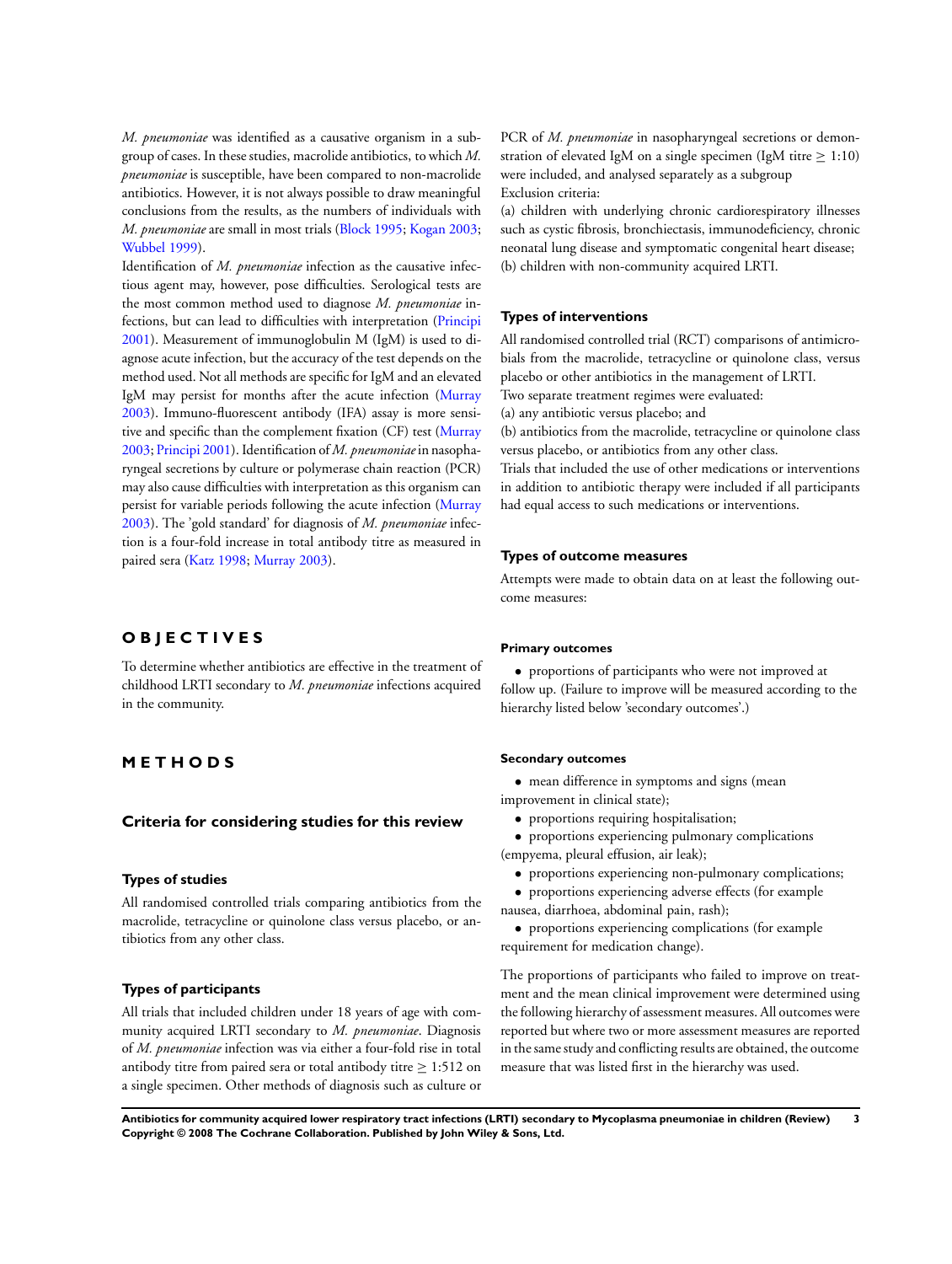*M. pneumoniae* was identified as a causative organism in a subgroup of cases. In these studies, macrolide antibiotics, to which *M. pneumoniae* is susceptible, have been compared to non-macrolide antibiotics. However, it is not always possible to draw meaningful conclusions from the results, as the numbers of individuals with *M. pneumoniae* are small in most trials (Block 1995; Kogan 2003; Wubbel 1999).

Identification of *M. pneumoniae* infection as the causative infectious agent may, however, pose difficulties. Serological tests are the most common method used to diagnose *M. pneumoniae* infections, but can lead to difficulties with interpretation (Principi 2001). Measurement of immunoglobulin M (IgM) is used to diagnose acute infection, but the accuracy of the test depends on the method used. Not all methods are specific for IgM and an elevated IgM may persist for months after the acute infection (Murray 2003). Immuno-fluorescent antibody (IFA) assay is more sensitive and specific than the complement fixation (CF) test (Murray 2003; Principi 2001). Identification of *M. pneumoniae* in nasopharyngeal secretions by culture or polymerase chain reaction (PCR) may also cause difficulties with interpretation as this organism can persist for variable periods following the acute infection (Murray 2003). The 'gold standard' for diagnosis of *M. pneumoniae* infection is a four-fold increase in total antibody titre as measured in paired sera (Katz 1998; Murray 2003).

# OBJECTIVES

To determine whether antibiotics are effective in the treatment of childhood LRTI secondary to *M. pneumoniae* infections acquired in the community.

# METHODS

## Criteria for considering studies for this review

### Types of studies

All randomised controlled trials comparing antibiotics from the macrolide, tetracycline or quinolone class versus placebo, or antibiotics from any other class.

### Types of participants

All trials that included children under 18 years of age with community acquired LRTI secondary to *M. pneumoniae*. Diagnosis of *M. pneumoniae* infection was via either a four-fold rise in total antibody titre from paired sera or total antibody titre $\geq$ 1:512 on a single specimen. Other methods of diagnosis such as culture or PCR of *M. pneumoniae* in nasopharyngeal secretions or demonstration of elevated IgM on a single specimen (IgM titre $\geq$ 1:10) were included, and analysed separately as a subgroup

Exclusion criteria:

(a) children with underlying chronic cardiorespiratory illnesses such as cystic fibrosis, bronchiectasis, immunodeficiency, chronic neonatal lung disease and symptomatic congenital heart disease;

(b) children with non-community acquired LRTI.

### Types of interventions

All randomised controlled trial (RCT) comparisons of antimicrobials from the macrolide, tetracycline or quinolone class, versus placebo or other antibiotics in the management of LRTI.

Two separate treatment regimes were evaluated:

(a) any antibiotic versus placebo; and

(b) antibiotics from the macrolide, tetracycline or quinolone class versus placebo, or antibiotics from any other class.

Trials that included the use of other medications or interventions in addition to antibiotic therapy were included if all participants had equal access to such medications or interventions.

### Types of outcome measures

Attempts were made to obtain data on at least the following outcome measures:

#### Primary outcomes

- proportions of participants who were not improved at follow up. (Failure to improve will be measured according to the hierarchy listed below 'secondary outcomes'.)

#### Secondary outcomes

- mean difference in symptoms and signs (mean improvement in clinical state);
- proportions requiring hospitalisation;
- proportions experiencing pulmonary complications (empyema, pleural effusion, air leak);
- proportions experiencing non-pulmonary complications;
- proportions experiencing adverse effects (for example nausea, diarrhoea, abdominal pain, rash);
- proportions experiencing complications (for example requirement for medication change).

The proportions of participants who failed to improve on treatment and the mean clinical improvement were determined using the following hierarchy of assessment measures. All outcomes were reported but where two or more assessment measures are reported in the same study and conflicting results are obtained, the outcome measure that was listed first in the hierarchy was used.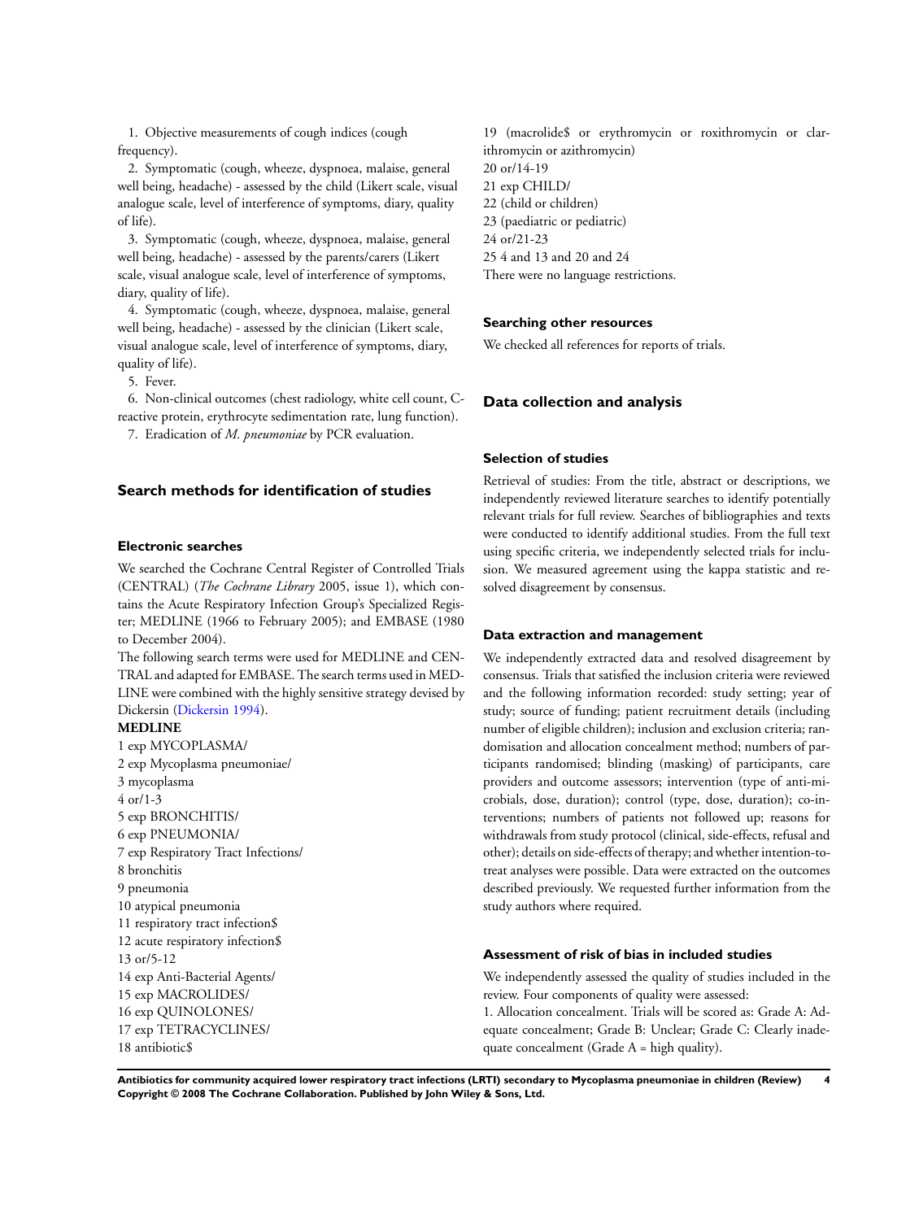1. Objective measurements of cough indices (cough frequency).
2. Symptomatic (cough, wheeze, dyspnoea, malaise, general well being, headache) - assessed by the child (Likert scale, visual analogue scale, level of interference of symptoms, diary, quality of life).
3. Symptomatic (cough, wheeze, dyspnoea, malaise, general well being, headache) - assessed by the parents/carers (Likert scale, visual analogue scale, level of interference of symptoms, diary, quality of life).
4. Symptomatic (cough, wheeze, dyspnoea, malaise, general well being, headache) - assessed by the clinician (Likert scale, visual analogue scale, level of interference of symptoms, diary, quality of life).
5. Fever.
6. Non-clinical outcomes (chest radiology, white cell count, C-reactive protein, erythrocyte sedimentation rate, lung function).
7. Eradication of *M. pneumoniae* by PCR evaluation.

## Search methods for identification of studies

### Electronic searches

We searched the Cochrane Central Register of Controlled Trials (CENTRAL) (*The Cochrane Library* 2005, issue 1), which contains the Acute Respiratory Infection Group's Specialized Register; MEDLINE (1966 to February 2005); and EMBASE (1980 to December 2004).

The following search terms were used for MEDLINE and CENTRAL and adapted for EMBASE. The search terms used in MEDLINE were combined with the highly sensitive strategy devised by Dickersin (Dickersin 1994).

**MEDLINE**

1 exp MYCOPLASMA/
2 exp Mycoplasma pneumoniae/
3 mycoplasma
4 or/1-3
5 exp BRONCHITIS/
6 exp PNEUMONIA/
7 exp Respiratory Tract Infections/
8 bronchitis
9 pneumonia
10 atypical pneumonia
11 respiratory tract infection$
12 acute respiratory infection$
13 or/5-12
14 exp Anti-Bacterial Agents/
15 exp MACROLIDES/
16 exp QUINOLONES/
17 exp TETRACYCLINES/
18 antibiotic$
19 (macrolide$ or erythromycin or roxithromycin or clarithromycin or azithromycin)
20 or/14-19
21 exp CHILD/
22 (child or children)
23 (paediatric or pediatric)
24 or/21-23
25 4 and 13 and 20 and 24

There were no language restrictions.

### Searching other resources

We checked all references for reports of trials.

## Data collection and analysis

### Selection of studies

Retrieval of studies: From the title, abstract or descriptions, we independently reviewed literature searches to identify potentially relevant trials for full review. Searches of bibliographies and texts were conducted to identify additional studies. From the full text using specific criteria, we independently selected trials for inclusion. We measured agreement using the kappa statistic and resolved disagreement by consensus.

### Data extraction and management

We independently extracted data and resolved disagreement by consensus. Trials that satisfied the inclusion criteria were reviewed and the following information recorded: study setting; year of study; source of funding; patient recruitment details (including number of eligible children); inclusion and exclusion criteria; randomisation and allocation concealment method; numbers of participants randomised; blinding (masking) of participants, care providers and outcome assessors; intervention (type of anti-microbials, dose, duration); control (type, dose, duration); co-interventions; numbers of patients not followed up; reasons for withdrawals from study protocol (clinical, side-effects, refusal and other); details on side-effects of therapy; and whether intention-to-treat analyses were possible. Data were extracted on the outcomes described previously. We requested further information from the study authors where required.

### Assessment of risk of bias in included studies

We independently assessed the quality of studies included in the review. Four components of quality were assessed:

1. Allocation concealment. Trials will be scored as: Grade A: Adequate concealment; Grade B: Unclear; Grade C: Clearly inadequate concealment (Grade A = high quality).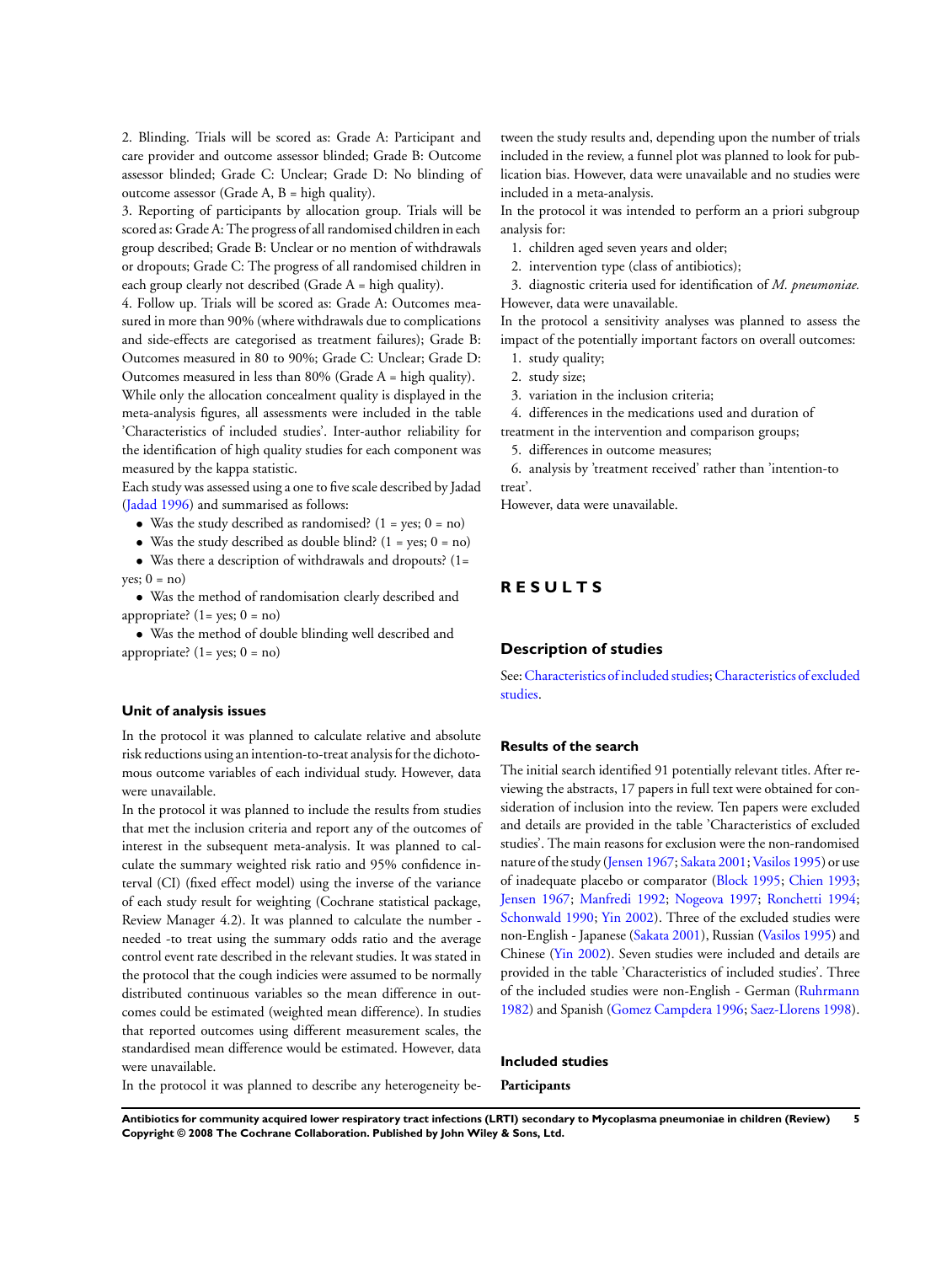2. Blinding. Trials will be scored as: Grade A: Participant and care provider and outcome assessor blinded; Grade B: Outcome assessor blinded; Grade C: Unclear; Grade D: No blinding of outcome assessor (Grade A, B = high quality).

3. Reporting of participants by allocation group. Trials will be scored as: Grade A: The progress of all randomised children in each group described; Grade B: Unclear or no mention of withdrawals or dropouts; Grade C: The progress of all randomised children in each group clearly not described (Grade A = high quality).

4. Follow up. Trials will be scored as: Grade A: Outcomes measured in more than 90% (where withdrawals due to complications and side-effects are categorised as treatment failures); Grade B: Outcomes measured in 80 to 90%; Grade C: Unclear; Grade D: Outcomes measured in less than 80% (Grade A = high quality).

While only the allocation concealment quality is displayed in the meta-analysis figures, all assessments were included in the table 'Characteristics of included studies'. Inter-author reliability for the identification of high quality studies for each component was measured by the kappa statistic.

Each study was assessed using a one to five scale described by Jadad (Jadad 1996) and summarised as follows:

- Was the study described as randomised? (1 = yes; 0 = no)
- Was the study described as double blind? (1 = yes; 0 = no)
- Was there a description of withdrawals and dropouts? (1= yes; 0 = no)
- Was the method of randomisation clearly described and appropriate? (1= yes; 0 = no)
- Was the method of double blinding well described and appropriate? (1= yes; 0 = no)

### Unit of analysis issues

In the protocol it was planned to calculate relative and absolute risk reductions using an intention-to-treat analysis for the dichotomous outcome variables of each individual study. However, data were unavailable.

In the protocol it was planned to include the results from studies that met the inclusion criteria and report any of the outcomes of interest in the subsequent meta-analysis. It was planned to calculate the summary weighted risk ratio and 95% confidence interval (CI) (fixed effect model) using the inverse of the variance of each study result for weighting (Cochrane statistical package, Review Manager 4.2). It was planned to calculate the number - needed -to treat using the summary odds ratio and the average control event rate described in the relevant studies. It was stated in the protocol that the cough indicies were assumed to be normally distributed continuous variables so the mean difference in outcomes could be estimated (weighted mean difference). In studies that reported outcomes using different measurement scales, the standardised mean difference would be estimated. However, data were unavailable.

In the protocol it was planned to describe any heterogeneity between the study results and, depending upon the number of trials included in the review, a funnel plot was planned to look for publication bias. However, data were unavailable and no studies were included in a meta-analysis.

In the protocol it was intended to perform an a priori subgroup analysis for:

1. children aged seven years and older;
2. intervention type (class of antibiotics);
3. diagnostic criteria used for identification of *M. pneumoniae.*

However, data were unavailable.

In the protocol a sensitivity analyses was planned to assess the impact of the potentially important factors on overall outcomes:

1. study quality;
2. study size;
3. variation in the inclusion criteria;
4. differences in the medications used and duration of treatment in the intervention and comparison groups;
5. differences in outcome measures;
6. analysis by 'treatment received' rather than 'intention-to treat'.

However, data were unavailable.

# RESULTS

## Description of studies

See: Characteristics of included studies; Characteristics of excluded studies.

### Results of the search

The initial search identified 91 potentially relevant titles. After reviewing the abstracts, 17 papers in full text were obtained for consideration of inclusion into the review. Ten papers were excluded and details are provided in the table 'Characteristics of excluded studies'. The main reasons for exclusion were the non-randomised nature of the study (Jensen 1967; Sakata 2001; Vasilos 1995) or use of inadequate placebo or comparator (Block 1995; Chien 1993; Jensen 1967; Manfredi 1992; Nogeova 1997; Ronchetti 1994; Schonwald 1990; Yin 2002). Three of the excluded studies were non-English - Japanese (Sakata 2001), Russian (Vasilos 1995) and Chinese (Yin 2002). Seven studies were included and details are provided in the table 'Characteristics of included studies'. Three of the included studies were non-English - German (Ruhrmann 1982) and Spanish (Gomez Campdera 1996; Saez-Llorens 1998).

### Included studies

**Participants**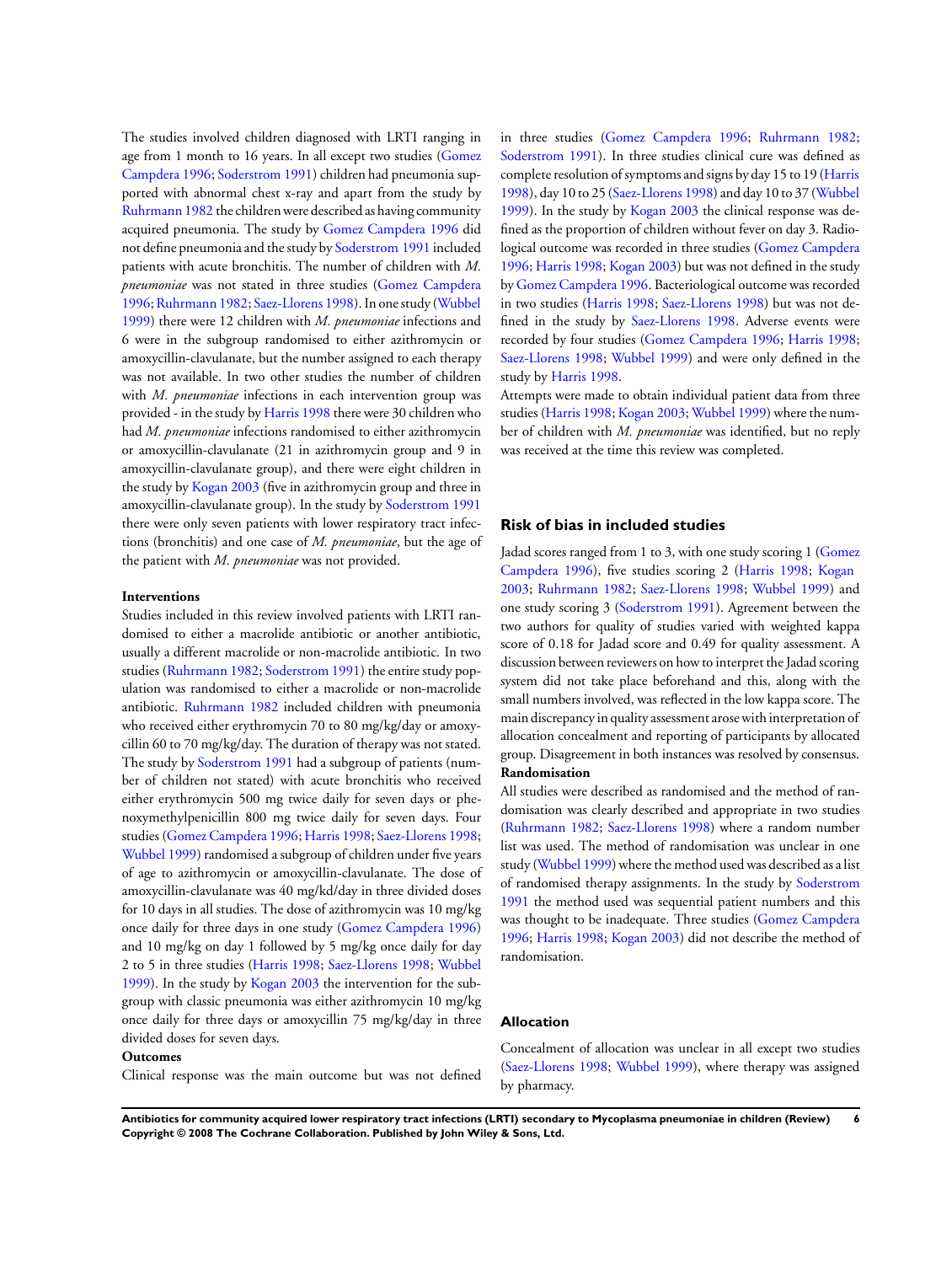The studies involved children diagnosed with LRTI ranging in age from 1 month to 16 years. In all except two studies (Gomez Campdera 1996; Soderstrom 1991) children had pneumonia supported with abnormal chest x-ray and apart from the study by Ruhrmann 1982 the children were described as having community acquired pneumonia. The study by Gomez Campdera 1996 did not define pneumonia and the study by Soderstrom 1991 included patients with acute bronchitis. The number of children with *M. pneumoniae* was not stated in three studies (Gomez Campdera 1996; Ruhrmann 1982; Saez-Llorens 1998). In one study (Wubbel 1999) there were 12 children with *M. pneumoniae* infections and 6 were in the subgroup randomised to either azithromycin or amoxycillin-clavulanate, but the number assigned to each therapy was not available. In two other studies the number of children with *M. pneumoniae* infections in each intervention group was provided - in the study by Harris 1998 there were 30 children who had *M. pneumoniae* infections randomised to either azithromycin or amoxycillin-clavulanate (21 in azithromycin group and 9 in amoxycillin-clavulanate group), and there were eight children in the study by Kogan 2003 (five in azithromycin group and three in amoxycillin-clavulanate group). In the study by Soderstrom 1991 there were only seven patients with lower respiratory tract infections (bronchitis) and one case of *M. pneumoniae*, but the age of the patient with *M. pneumoniae* was not provided.

**Interventions**

Studies included in this review involved patients with LRTI randomised to either a macrolide antibiotic or another antibiotic, usually a different macrolide or non-macrolide antibiotic. In two studies (Ruhrmann 1982; Soderstrom 1991) the entire study population was randomised to either a macrolide or non-macrolide antibiotic. Ruhrmann 1982 included children with pneumonia who received either erythromycin 70 to 80 mg/kg/day or amoxycillin 60 to 70 mg/kg/day. The duration of therapy was not stated. The study by Soderstrom 1991 had a subgroup of patients (number of children not stated) with acute bronchitis who received either erythromycin 500 mg twice daily for seven days or phenoxymethylpenicillin 800 mg twice daily for seven days. Four studies (Gomez Campdera 1996; Harris 1998; Saez-Llorens 1998; Wubbel 1999) randomised a subgroup of children under five years of age to azithromycin or amoxycillin-clavulanate. The dose of amoxycillin-clavulanate was 40 mg/kd/day in three divided doses for 10 days in all studies. The dose of azithromycin was 10 mg/kg once daily for three days in one study (Gomez Campdera 1996) and 10 mg/kg on day 1 followed by 5 mg/kg once daily for day 2 to 5 in three studies (Harris 1998; Saez-Llorens 1998; Wubbel 1999). In the study by Kogan 2003 the intervention for the subgroup with classic pneumonia was either azithromycin 10 mg/kg once daily for three days or amoxycillin 75 mg/kg/day in three divided doses for seven days.

**Outcomes**

Clinical response was the main outcome but was not defined in three studies (Gomez Campdera 1996; Ruhrmann 1982; Soderstrom 1991). In three studies clinical cure was defined as complete resolution of symptoms and signs by day 15 to 19 (Harris 1998), day 10 to 25 (Saez-Llorens 1998) and day 10 to 37 (Wubbel 1999). In the study by Kogan 2003 the clinical response was defined as the proportion of children without fever on day 3. Radiological outcome was recorded in three studies (Gomez Campdera 1996; Harris 1998; Kogan 2003) but was not defined in the study by Gomez Campdera 1996. Bacteriological outcome was recorded in two studies (Harris 1998; Saez-Llorens 1998) but was not defined in the study by Saez-Llorens 1998. Adverse events were recorded by four studies (Gomez Campdera 1996; Harris 1998; Saez-Llorens 1998; Wubbel 1999) and were only defined in the study by Harris 1998.

Attempts were made to obtain individual patient data from three studies (Harris 1998; Kogan 2003; Wubbel 1999) where the number of children with *M. pneumoniae* was identified, but no reply was received at the time this review was completed.

## Risk of bias in included studies

Jadad scores ranged from 1 to 3, with one study scoring 1 (Gomez Campdera 1996), five studies scoring 2 (Harris 1998; Kogan 2003; Ruhrmann 1982; Saez-Llorens 1998; Wubbel 1999) and one study scoring 3 (Soderstrom 1991). Agreement between the two authors for quality of studies varied with weighted kappa score of 0.18 for Jadad score and 0.49 for quality assessment. A discussion between reviewers on how to interpret the Jadad scoring system did not take place beforehand and this, along with the small numbers involved, was reflected in the low kappa score. The main discrepancy in quality assessment arose with interpretation of allocation concealment and reporting of participants by allocated group. Disagreement in both instances was resolved by consensus.

**Randomisation**

All studies were described as randomised and the method of randomisation was clearly described and appropriate in two studies (Ruhrmann 1982; Saez-Llorens 1998) where a random number list was used. The method of randomisation was unclear in one study (Wubbel 1999) where the method used was described as a list of randomised therapy assignments. In the study by Soderstrom 1991 the method used was sequential patient numbers and this was thought to be inadequate. Three studies (Gomez Campdera 1996; Harris 1998; Kogan 2003) did not describe the method of randomisation.

### Allocation

Concealment of allocation was unclear in all except two studies (Saez-Llorens 1998; Wubbel 1999), where therapy was assigned by pharmacy.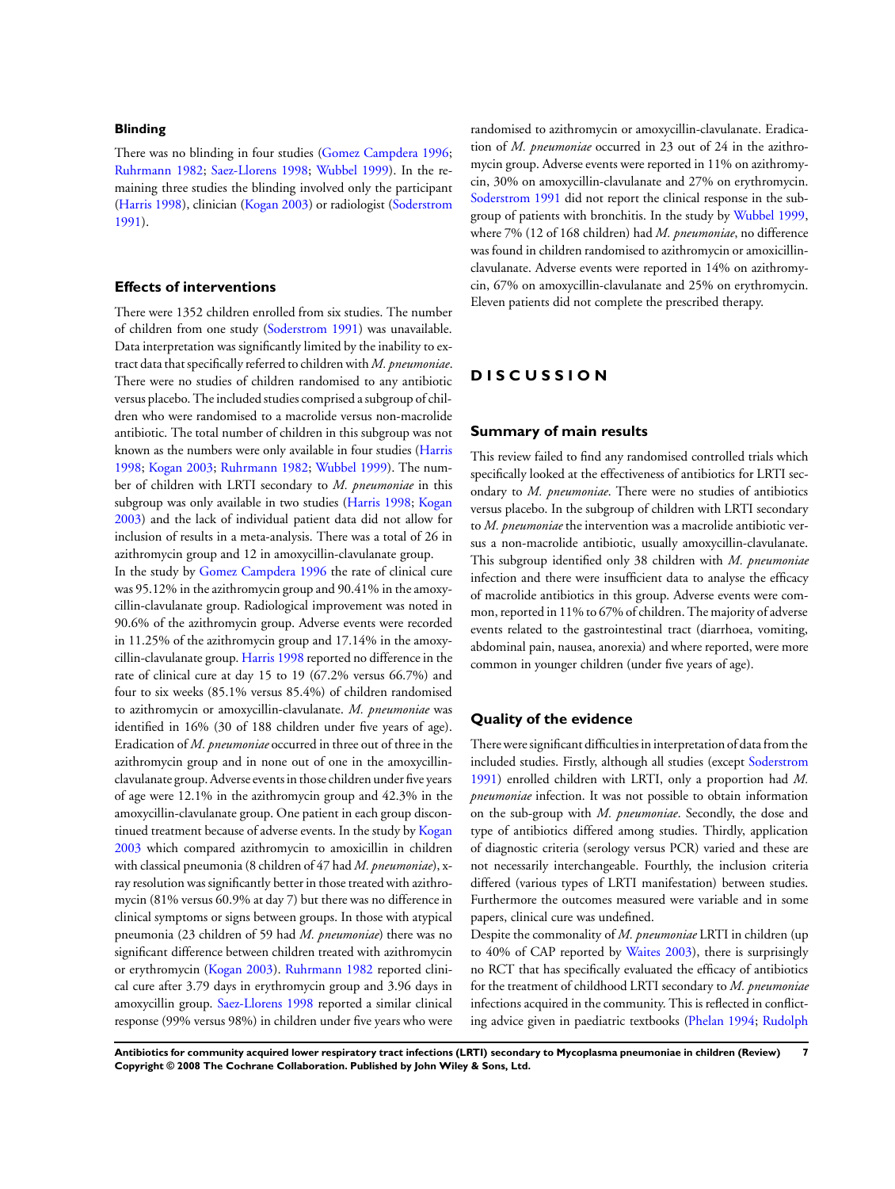### Blinding

There was no blinding in four studies (Gomez Campdera 1996; Ruhrmann 1982; Saez-Llorens 1998; Wubbel 1999). In the remaining three studies the blinding involved only the participant (Harris 1998), clinician (Kogan 2003) or radiologist (Soderstrom 1991).

### Effects of interventions

There were 1352 children enrolled from six studies. The number of children from one study (Soderstrom 1991) was unavailable. Data interpretation was significantly limited by the inability to extract data that specifically referred to children with *M. pneumoniae*. There were no studies of children randomised to any antibiotic versus placebo. The included studies comprised a subgroup of children who were randomised to a macrolide versus non-macrolide antibiotic. The total number of children in this subgroup was not known as the numbers were only available in four studies (Harris 1998; Kogan 2003; Ruhrmann 1982; Wubbel 1999). The number of children with LRTI secondary to *M. pneumoniae* in this subgroup was only available in two studies (Harris 1998; Kogan 2003) and the lack of individual patient data did not allow for inclusion of results in a meta-analysis. There was a total of 26 in azithromycin group and 12 in amoxycillin-clavulanate group.

In the study by Gomez Campdera 1996 the rate of clinical cure was 95.12% in the azithromycin group and 90.41% in the amoxycillin-clavulanate group. Radiological improvement was noted in 90.6% of the azithromycin group. Adverse events were recorded in 11.25% of the azithromycin group and 17.14% in the amoxycillin-clavulanate group. Harris 1998 reported no difference in the rate of clinical cure at day 15 to 19 (67.2% versus 66.7%) and four to six weeks (85.1% versus 85.4%) of children randomised to azithromycin or amoxycillin-clavulanate. *M. pneumoniae* was identified in 16% (30 of 188 children under five years of age). Eradication of *M. pneumoniae* occurred in three out of three in the azithromycin group and in none out of one in the amoxycillin-clavulanate group. Adverse events in those children under five years of age were 12.1% in the azithromycin group and 42.3% in the amoxycillin-clavulanate group. One patient in each group discontinued treatment because of adverse events. In the study by Kogan 2003 which compared azithromycin to amoxicillin in children with classical pneumonia (8 children of 47 had *M. pneumoniae*), x-ray resolution was significantly better in those treated with azithromycin (81% versus 60.9% at day 7) but there was no difference in clinical symptoms or signs between groups. In those with atypical pneumonia (23 children of 59 had *M. pneumoniae*) there was no significant difference between children treated with azithromycin or erythromycin (Kogan 2003). Ruhrmann 1982 reported clinical cure after 3.79 days in erythromycin group and 3.96 days in amoxycillin group. Saez-Llorens 1998 reported a similar clinical response (99% versus 98%) in children under five years who were randomised to azithromycin or amoxycillin-clavulanate. Eradication of *M. pneumoniae* occurred in 23 out of 24 in the azithromycin group. Adverse events were reported in 11% on azithromycin, 30% on amoxycillin-clavulanate and 27% on erythromycin. Soderstrom 1991 did not report the clinical response in the subgroup of patients with bronchitis. In the study by Wubbel 1999, where 7% (12 of 168 children) had *M. pneumoniae*, no difference was found in children randomised to azithromycin or amoxicillin-clavulanate. Adverse events were reported in 14% on azithromycin, 67% on amoxycillin-clavulanate and 25% on erythromycin. Eleven patients did not complete the prescribed therapy.

## DISCUSSION

### Summary of main results

This review failed to find any randomised controlled trials which specifically looked at the effectiveness of antibiotics for LRTI secondary to *M. pneumoniae*. There were no studies of antibiotics versus placebo. In the subgroup of children with LRTI secondary to *M. pneumoniae* the intervention was a macrolide antibiotic versus a non-macrolide antibiotic, usually amoxycillin-clavulanate. This subgroup identified only 38 children with *M. pneumoniae* infection and there were insufficient data to analyse the efficacy of macrolide antibiotics in this group. Adverse events were common, reported in 11% to 67% of children. The majority of adverse events related to the gastrointestinal tract (diarrhoea, vomiting, abdominal pain, nausea, anorexia) and where reported, were more common in younger children (under five years of age).

### Quality of the evidence

There were significant difficulties in interpretation of data from the included studies. Firstly, although all studies (except Soderstrom 1991) enrolled children with LRTI, only a proportion had *M. pneumoniae* infection. It was not possible to obtain information on the sub-group with *M. pneumoniae*. Secondly, the dose and type of antibiotics differed among studies. Thirdly, application of diagnostic criteria (serology versus PCR) varied and these are not necessarily interchangeable. Fourthly, the inclusion criteria differed (various types of LRTI manifestation) between studies. Furthermore the outcomes measured were variable and in some papers, clinical cure was undefined.

Despite the commonality of *M. pneumoniae* LRTI in children (up to 40% of CAP reported by Waites 2003), there is surprisingly no RCT that has specifically evaluated the efficacy of antibiotics for the treatment of childhood LRTI secondary to *M. pneumoniae* infections acquired in the community. This is reflected in conflicting advice given in paediatric textbooks (Phelan 1994; Rudolph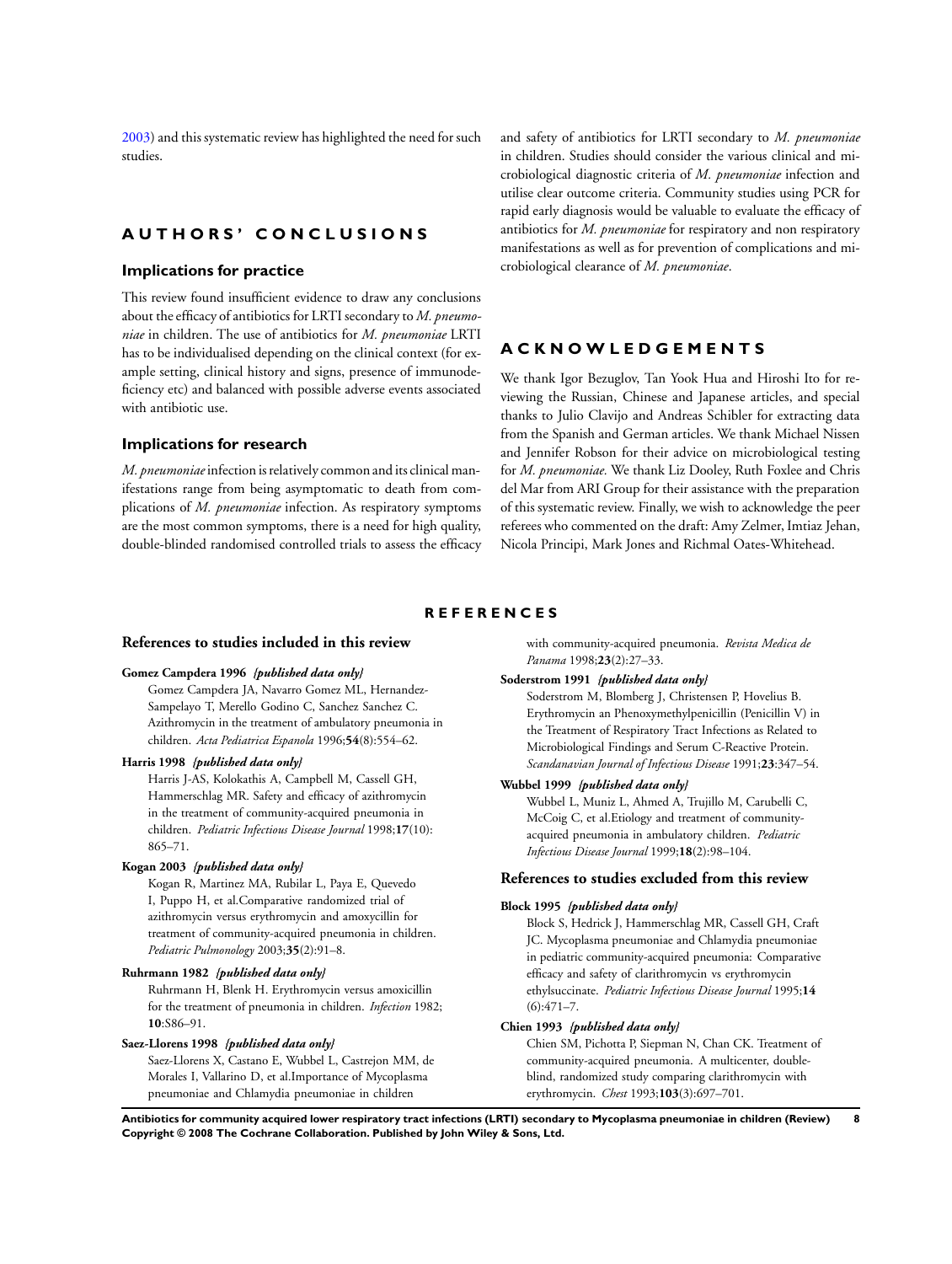2003) and this systematic review has highlighted the need for such studies.

# AUTHORS' CONCLUSIONS

## Implications for practice

This review found insufficient evidence to draw any conclusions about the efficacy of antibiotics for LRTI secondary to *M. pneumoniae* in children. The use of antibiotics for *M. pneumoniae* LRTI has to be individualised depending on the clinical context (for example setting, clinical history and signs, presence of immunodeficiency etc) and balanced with possible adverse events associated with antibiotic use.

## Implications for research

*M. pneumoniae* infection is relatively common and its clinical manifestations range from being asymptomatic to death from complications of *M. pneumoniae* infection. As respiratory symptoms are the most common symptoms, there is a need for high quality, double-blinded randomised controlled trials to assess the efficacy and safety of antibiotics for LRTI secondary to *M. pneumoniae* in children. Studies should consider the various clinical and microbiological diagnostic criteria of *M. pneumoniae* infection and utilise clear outcome criteria. Community studies using PCR for rapid early diagnosis would be valuable to evaluate the efficacy of antibiotics for *M. pneumoniae* for respiratory and non respiratory manifestations as well as for prevention of complications and microbiological clearance of *M. pneumoniae*.

# ACKNOWLEDGEMENTS

We thank Igor Bezuglov, Tan Yook Hua and Hiroshi Ito for reviewing the Russian, Chinese and Japanese articles, and special thanks to Julio Clavijo and Andreas Schibler for extracting data from the Spanish and German articles. We thank Michael Nissen and Jennifer Robson for their advice on microbiological testing for *M. pneumoniae.* We thank Liz Dooley, Ruth Foxlee and Chris del Mar from ARI Group for their assistance with the preparation of this systematic review. Finally, we wish to acknowledge the peer referees who commented on the draft: Amy Zelmer, Imtiaz Jehan, Nicola Principi, Mark Jones and Richmal Oates-Whitehead.

# REFERENCES

## References to studies included in this review

**Gomez Campdera 1996** *{published data only}*

Gomez Campdera JA, Navarro Gomez ML, Hernandez-Sampelayo T, Merello Godino C, Sanchez Sanchez C. Azithromycin in the treatment of ambulatory pneumonia in children. *Acta Pediatrica Espanola* 1996;**54**(8):554–62.

**Harris 1998** *{published data only}*

Harris J-AS, Kolokathis A, Campbell M, Cassell GH, Hammerschlag MR. Safety and efficacy of azithromycin in the treatment of community-acquired pneumonia in children. *Pediatric Infectious Disease Journal* 1998;**17**(10):865–71.

**Kogan 2003** *{published data only}*

Kogan R, Martinez MA, Rubilar L, Paya E, Quevedo I, Puppo H, et al.Comparative randomized trial of azithromycin versus erythromycin and amoxycillin for treatment of community-acquired pneumonia in children. *Pediatric Pulmonology* 2003;**35**(2):91–8.

**Ruhrmann 1982** *{published data only}*

Ruhrmann H, Blenk H. Erythromycin versus amoxicillin for the treatment of pneumonia in children. *Infection* 1982;**10**:S86–91.

**Saez-Llorens 1998** *{published data only}*

Saez-Llorens X, Castano E, Wubbel L, Castrejon MM, de Morales I, Vallarino D, et al.Importance of Mycoplasma pneumoniae and Chlamydia pneumoniae in children with community-acquired pneumonia. *Revista Medica de Panama* 1998;**23**(2):27–33.

**Soderstrom 1991** *{published data only}*

Soderstrom M, Blomberg J, Christensen P, Hovelius B. Erythromycin an Phenoxymethylpenicillin (Penicillin V) in the Treatment of Respiratory Tract Infections as Related to Microbiological Findings and Serum C-Reactive Protein. *Scandanavian Journal of Infectious Disease* 1991;**23**:347–54.

**Wubbel 1999** *{published data only}*

Wubbel L, Muniz L, Ahmed A, Trujillo M, Carubelli C, McCoig C, et al.Etiology and treatment of community-acquired pneumonia in ambulatory children. *Pediatric Infectious Disease Journal* 1999;**18**(2):98–104.

## References to studies excluded from this review

**Block 1995** *{published data only}*

Block S, Hedrick J, Hammerschlag MR, Cassell GH, Craft JC. Mycoplasma pneumoniae and Chlamydia pneumoniae in pediatric community-acquired pneumonia: Comparative efficacy and safety of clarithromycin vs erythromycin ethylsuccinate. *Pediatric Infectious Disease Journal* 1995;**14**(6):471–7.

**Chien 1993** *{published data only}*

Chien SM, Pichotta P, Siepman N, Chan CK. Treatment of community-acquired pneumonia. A multicenter, double-blind, randomized study comparing clarithromycin with erythromycin. *Chest* 1993;**103**(3):697–701.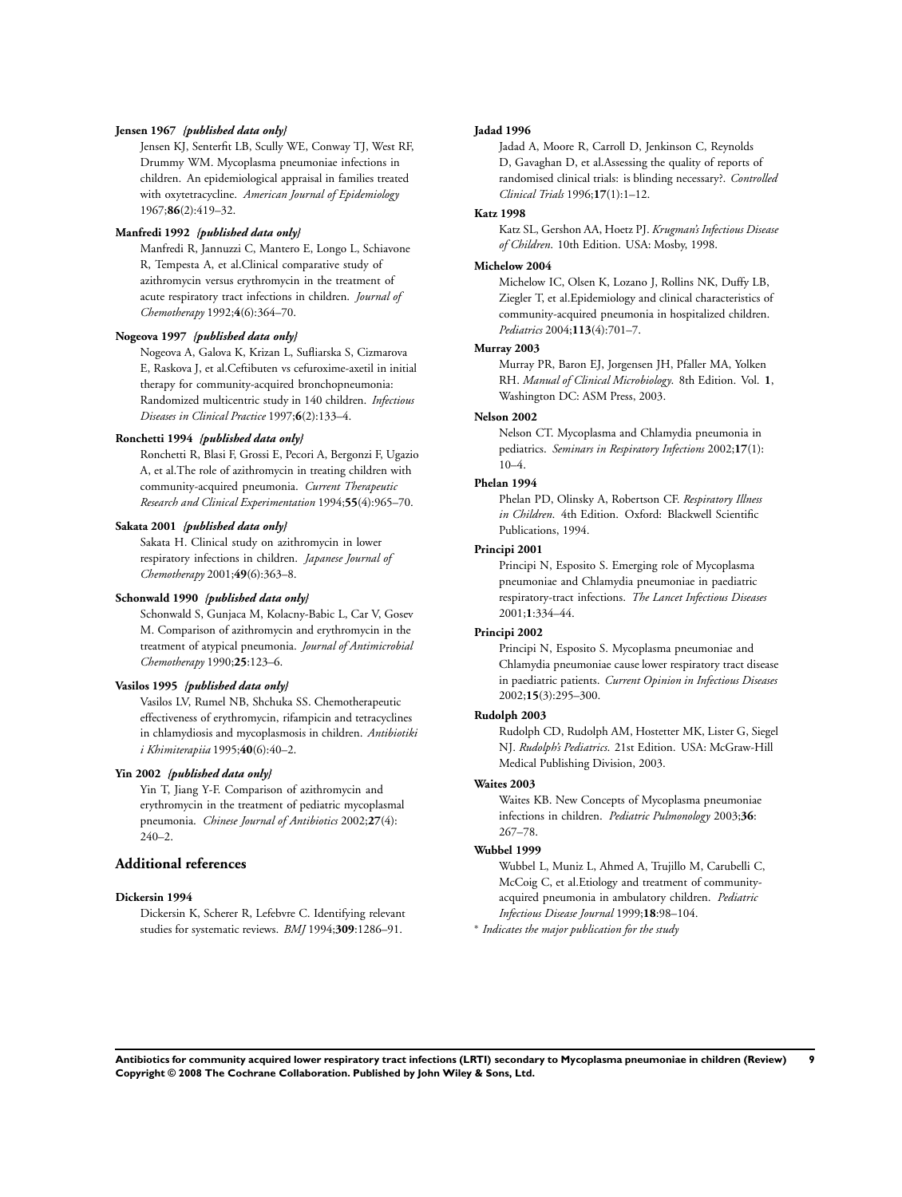**Jensen 1967** *{published data only}*

Jensen KJ, Senterfit LB, Scully WE, Conway TJ, West RF, Drummy WM. Mycoplasma pneumoniae infections in children. An epidemiological appraisal in families treated with oxytetracycline. *American Journal of Epidemiology* 1967;**86**(2):419–32.

**Manfredi 1992** *{published data only}*

Manfredi R, Jannuzzi C, Mantero E, Longo L, Schiavone R, Tempesta A, et al.Clinical comparative study of azithromycin versus erythromycin in the treatment of acute respiratory tract infections in children. *Journal of Chemotherapy* 1992;**4**(6):364–70.

**Nogeova 1997** *{published data only}*

Nogeova A, Galova K, Krizan L, Sufliarska S, Cizmarova E, Raskova J, et al.Ceftibuten vs cefuroxime-axetil in initial therapy for community-acquired bronchopneumonia: Randomized multicentric study in 140 children. *Infectious Diseases in Clinical Practice* 1997;**6**(2):133–4.

**Ronchetti 1994** *{published data only}*

Ronchetti R, Blasi F, Grossi E, Pecori A, Bergonzi F, Ugazio A, et al.The role of azithromycin in treating children with community-acquired pneumonia. *Current Therapeutic Research and Clinical Experimentation* 1994;**55**(4):965–70.

**Sakata 2001** *{published data only}*

Sakata H. Clinical study on azithromycin in lower respiratory infections in children. *Japanese Journal of Chemotherapy* 2001;**49**(6):363–8.

**Schonwald 1990** *{published data only}*

Schonwald S, Gunjaca M, Kolacny-Babic L, Car V, Gosev M. Comparison of azithromycin and erythromycin in the treatment of atypical pneumonia. *Journal of Antimicrobial Chemotherapy* 1990;**25**:123–6.

**Vasilos 1995** *{published data only}*

Vasilos LV, Rumel NB, Shchuka SS. Chemotherapeutic effectiveness of erythromycin, rifampicin and tetracyclines in chlamydiosis and mycoplasmosis in children. *Antibiotiki i Khimiterapiia* 1995;**40**(6):40–2.

**Yin 2002** *{published data only}*

Yin T, Jiang Y-F. Comparison of azithromycin and erythromycin in the treatment of pediatric mycoplasmal pneumonia. *Chinese Journal of Antibiotics* 2002;**27**(4): 240–2.

## Additional references

**Dickersin 1994**

Dickersin K, Scherer R, Lefebvre C. Identifying relevant studies for systematic reviews. *BMJ* 1994;**309**:1286–91.

**Jadad 1996**

Jadad A, Moore R, Carroll D, Jenkinson C, Reynolds D, Gavaghan D, et al.Assessing the quality of reports of randomised clinical trials: is blinding necessary?. *Controlled Clinical Trials* 1996;**17**(1):1–12.

**Katz 1998**

Katz SL, Gershon AA, Hoetz PJ. *Krugman's Infectious Disease of Children*. 10th Edition. USA: Mosby, 1998.

**Michelow 2004**

Michelow IC, Olsen K, Lozano J, Rollins NK, Duffy LB, Ziegler T, et al.Epidemiology and clinical characteristics of community-acquired pneumonia in hospitalized children. *Pediatrics* 2004;**113**(4):701–7.

**Murray 2003**

Murray PR, Baron EJ, Jorgensen JH, Pfaller MA, Yolken RH. *Manual of Clinical Microbiology*. 8th Edition. Vol. **1**, Washington DC: ASM Press, 2003.

**Nelson 2002**

Nelson CT. Mycoplasma and Chlamydia pneumonia in pediatrics. *Seminars in Respiratory Infections* 2002;**17**(1): 10–4.

**Phelan 1994**

Phelan PD, Olinsky A, Robertson CF. *Respiratory Illness in Children*. 4th Edition. Oxford: Blackwell Scientific Publications, 1994.

**Principi 2001**

Principi N, Esposito S. Emerging role of Mycoplasma pneumoniae and Chlamydia pneumoniae in paediatric respiratory-tract infections. *The Lancet Infectious Diseases* 2001;**1**:334–44.

**Principi 2002**

Principi N, Esposito S. Mycoplasma pneumoniae and Chlamydia pneumoniae cause lower respiratory tract disease in paediatric patients. *Current Opinion in Infectious Diseases* 2002;**15**(3):295–300.

**Rudolph 2003**

Rudolph CD, Rudolph AM, Hostetter MK, Lister G, Siegel NJ. *Rudolph's Pediatrics*. 21st Edition. USA: McGraw-Hill Medical Publishing Division, 2003.

**Waites 2003**

Waites KB. New Concepts of Mycoplasma pneumoniae infections in children. *Pediatric Pulmonology* 2003;**36**: 267–78.

**Wubbel 1999**

Wubbel L, Muniz L, Ahmed A, Trujillo M, Carubelli C, McCoig C, et al.Etiology and treatment of community-acquired pneumonia in ambulatory children. *Pediatric Infectious Disease Journal* 1999;**18**:98–104.

* *Indicates the major publication for the study*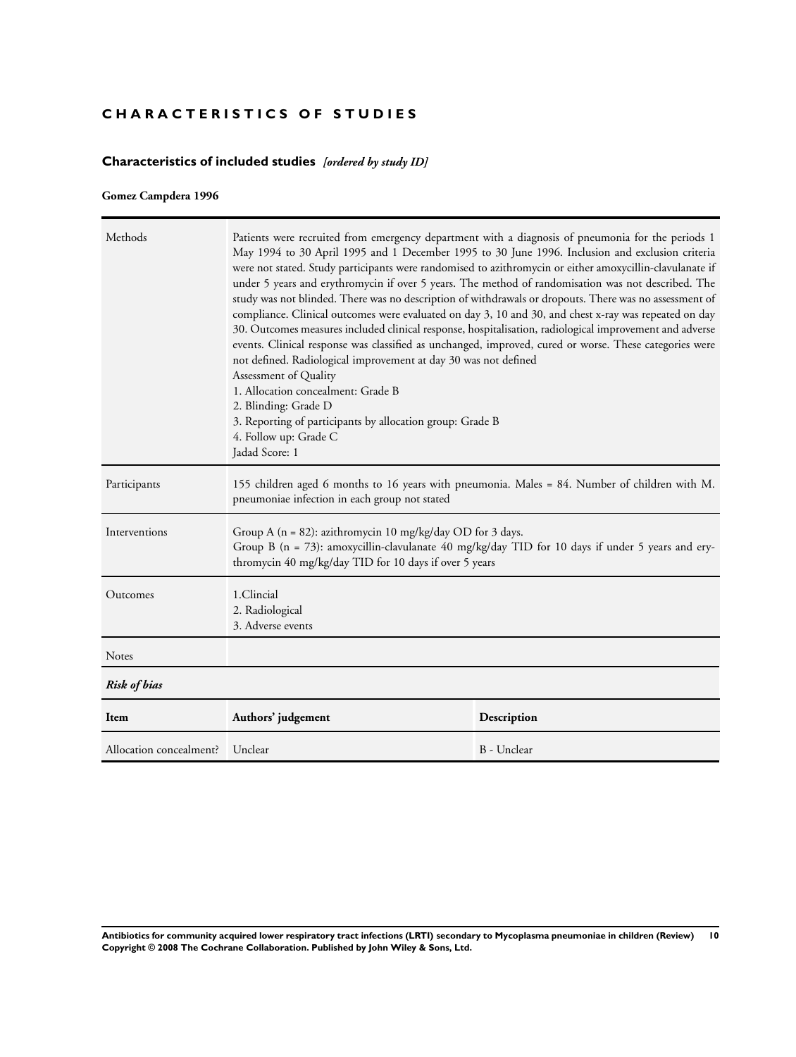# CHARACTERISTICS OF STUDIES

## Characteristics of included studies *[ordered by study ID]*

### Gomez Campdera 1996

| | |
|---|---|
| Methods | Patients were recruited from emergency department with a diagnosis of pneumonia for the periods 1 May 1994 to 30 April 1995 and 1 December 1995 to 30 June 1996. Inclusion and exclusion criteria were not stated. Study participants were randomised to azithromycin or either amoxycillin-clavulanate if under 5 years and erythromycin if over 5 years. The method of randomisation was not described. The study was not blinded. There was no description of withdrawals or dropouts. There was no assessment of compliance. Clinical outcomes were evaluated on day 3, 10 and 30, and chest x-ray was repeated on day 30. Outcomes measures included clinical response, hospitalisation, radiological improvement and adverse events. Clinical response was classified as unchanged, improved, cured or worse. These categories were not defined. Radiological improvement at day 30 was not defined<br>Assessment of Quality<br>1. Allocation concealment: Grade B<br>2. Blinding: Grade D<br>3. Reporting of participants by allocation group: Grade B<br>4. Follow up: Grade C<br>Jadad Score: 1 |
| Participants | 155 children aged 6 months to 16 years with pneumonia. Males = 84. Number of children with M. pneumoniae infection in each group not stated |
| Interventions | Group A (n = 82): azithromycin 10 mg/kg/day OD for 3 days.<br>Group B (n = 73): amoxycillin-clavulanate 40 mg/kg/day TID for 10 days if under 5 years and erythromycin 40 mg/kg/day TID for 10 days if over 5 years |
| Outcomes | 1.Clincial<br>2. Radiological<br>3. Adverse events |
| Notes | |

***Risk of bias***

| Item | Authors' judgement | Description |
|---|---|---|
| Allocation concealment? | Unclear | B - Unclear |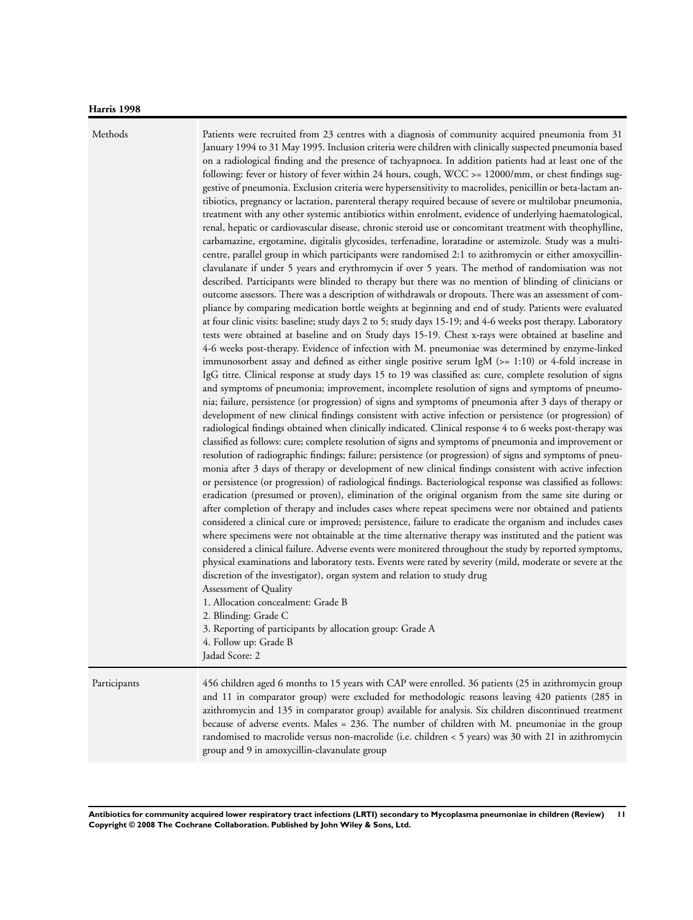**Harris 1998**

| | |
|---|---|
| Methods | Patients were recruited from 23 centres with a diagnosis of community acquired pneumonia from 31 January 1994 to 31 May 1995. Inclusion criteria were children with clinically suspected pneumonia based on a radiological finding and the presence of tachyapnoea. In addition patients had at least one of the following: fever or history of fever within 24 hours, cough, WCC >= 12000/mm, or chest findings suggestive of pneumonia. Exclusion criteria were hypersensitivity to macrolides, penicillin or beta-lactam antibiotics, pregnancy or lactation, parenteral therapy required because of severe or multilobar pneumonia, treatment with any other systemic antibiotics within enrolment, evidence of underlying haematological, renal, hepatic or cardiovascular disease, chronic steroid use or concomitant treatment with theophylline, carbamazine, ergotamine, digitalis glycosides, terfenadine, loratadine or astemizole. Study was a multicentre, parallel group in which participants were randomised 2:1 to azithromycin or either amoxycillin-clavulanate if under 5 years and erythromycin if over 5 years. The method of randomisation was not described. Participants were blinded to therapy but there was no mention of blinding of clinicians or outcome assessors. There was a description of withdrawals or dropouts. There was an assessment of compliance by comparing medication bottle weights at beginning and end of study. Patients were evaluated at four clinic visits: baseline; study days 2 to 5; study days 15-19; and 4-6 weeks post therapy. Laboratory tests were obtained at baseline and on Study days 15-19. Chest x-rays were obtained at baseline and 4-6 weeks post-therapy. Evidence of infection with M. pneumoniae was determined by enzyme-linked immunosorbent assay and defined as either single positive serum IgM (>= 1:10) or 4-fold increase in IgG titre. Clinical response at study days 15 to 19 was classified as: cure, complete resolution of signs and symptoms of pneumonia; improvement, incomplete resolution of signs and symptoms of pneumonia; failure, persistence (or progression) of signs and symptoms of pneumonia after 3 days of therapy or development of new clinical findings consistent with active infection or persistence (or progression) of radiological findings obtained when clinically indicated. Clinical response 4 to 6 weeks post-therapy was classified as follows: cure; complete resolution of signs and symptoms of pneumonia and improvement or resolution of radiographic findings; failure; persistence (or progression) of signs and symptoms of pneumonia after 3 days of therapy or development of new clinical findings consistent with active infection or persistence (or progression) of radiological findings. Bacteriological response was classified as follows: eradication (presumed or proven), elimination of the original organism from the same site during or after completion of therapy and includes cases where repeat specimens were nor obtained and patients considered a clinical cure or improved; persistence, failure to eradicate the organism and includes cases where specimens were not obtainable at the time alternative therapy was instituted and the patient was considered a clinical failure. Adverse events were monitered throughout the study by reported symptoms, physical examinations and laboratory tests. Events were rated by severity (mild, moderate or severe at the discretion of the investigator), organ system and relation to study drug<br>Assessment of Quality<br>1. Allocation concealment: Grade B<br>2. Blinding: Grade C<br>3. Reporting of participants by allocation group: Grade A<br>4. Follow up: Grade B<br>Jadad Score: 2 |
| Participants | 456 children aged 6 months to 15 years with CAP were enrolled. 36 patients (25 in azithromycin group and 11 in comparator group) were excluded for methodologic reasons leaving 420 patients (285 in azithromycin and 135 in comparator group) available for analysis. Six children discontinued treatment because of adverse events. Males = 236. The number of children with M. pneumoniae in the group randomised to macrolide versus non-macrolide (i.e. children < 5 years) was 30 with 21 in azithromycin group and 9 in amoxycillin-clavanulate group |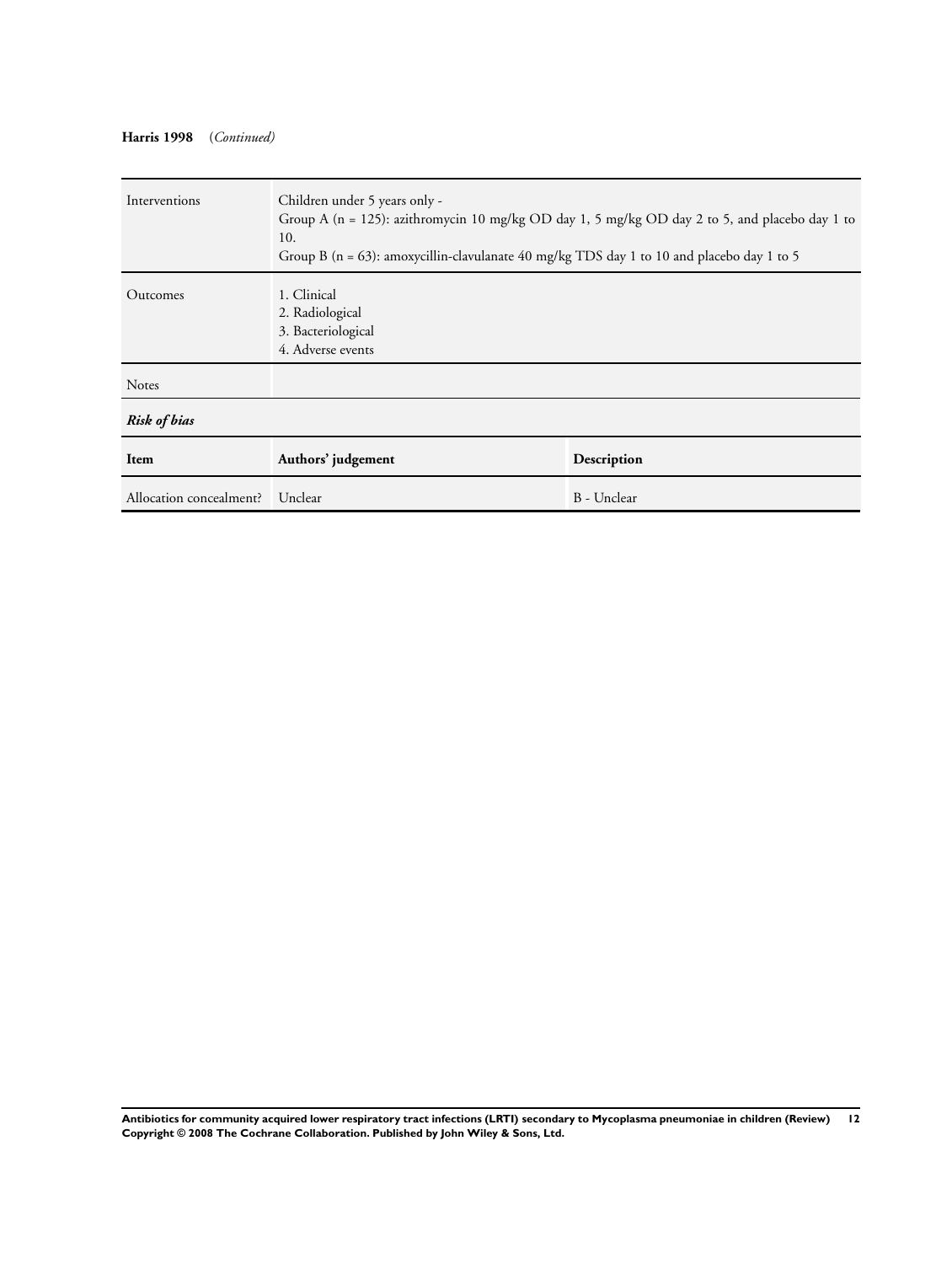**Harris 1998** (*Continued*)

| | |
|---|---|
| Interventions | Children under 5 years only - Group A (n = 125): azithromycin 10 mg/kg OD day 1, 5 mg/kg OD day 2 to 5, and placebo day 1 to 10. Group B (n = 63): amoxycillin-clavulanate 40 mg/kg TDS day 1 to 10 and placebo day 1 to 5 |
| Outcomes | 1. Clinical<br>2. Radiological<br>3. Bacteriological<br>4. Adverse events |
| Notes | |

***Risk of bias***

| Item | Authors' judgement | Description |
|---|---|---|
| Allocation concealment? | Unclear | B - Unclear |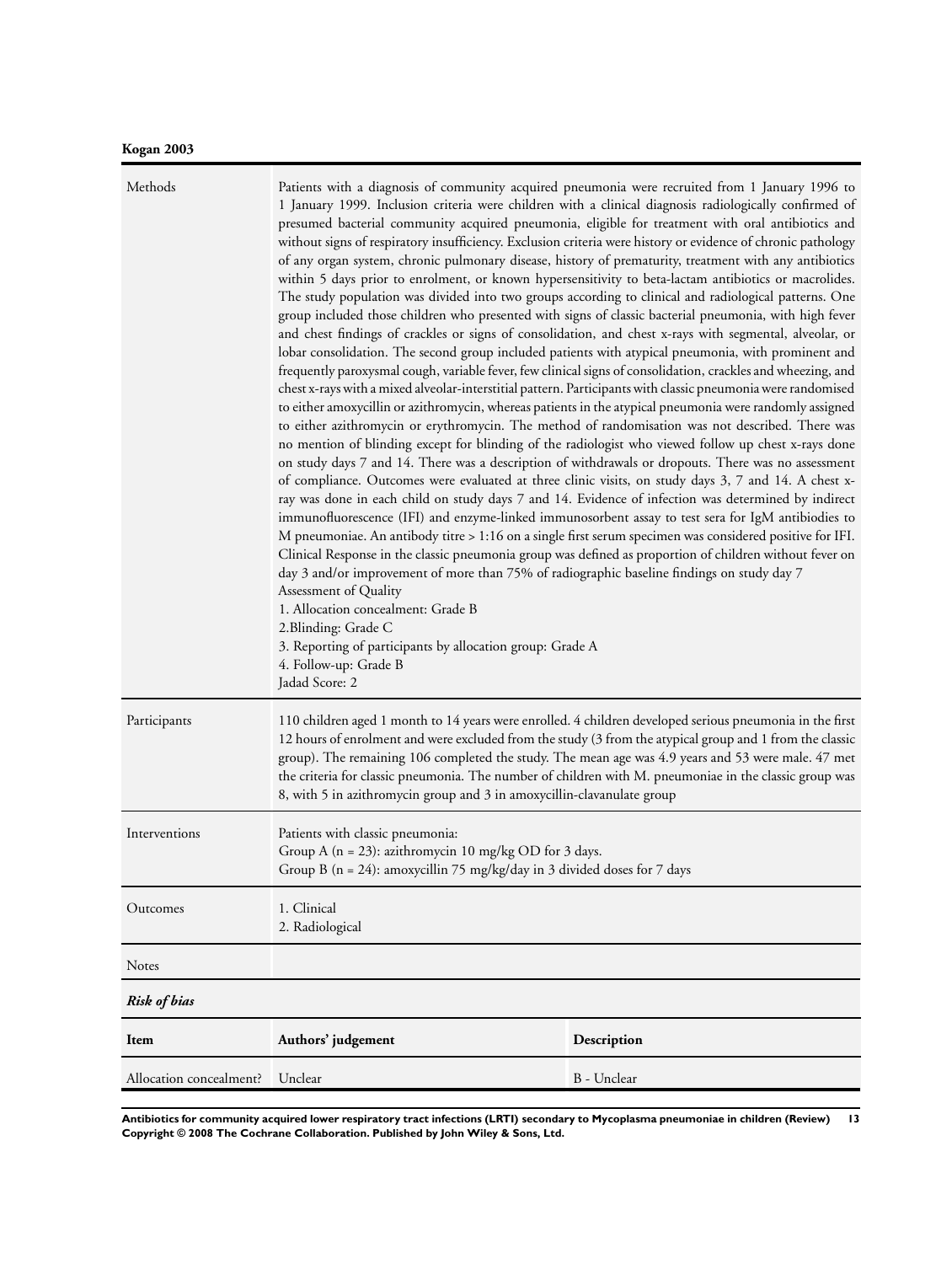**Kogan 2003**

| | |
|---|---|
| Methods | Patients with a diagnosis of community acquired pneumonia were recruited from 1 January 1996 to 1 January 1999. Inclusion criteria were children with a clinical diagnosis radiologically confirmed of presumed bacterial community acquired pneumonia, eligible for treatment with oral antibiotics and without signs of respiratory insufficiency. Exclusion criteria were history or evidence of chronic pathology of any organ system, chronic pulmonary disease, history of prematurity, treatment with any antibiotics within 5 days prior to enrolment, or known hypersensitivity to beta-lactam antibiotics or macrolides. The study population was divided into two groups according to clinical and radiological patterns. One group included those children who presented with signs of classic bacterial pneumonia, with high fever and chest findings of crackles or signs of consolidation, and chest x-rays with segmental, alveolar, or lobar consolidation. The second group included patients with atypical pneumonia, with prominent and frequently paroxysmal cough, variable fever, few clinical signs of consolidation, crackles and wheezing, and chest x-rays with a mixed alveolar-interstitial pattern. Participants with classic pneumonia were randomised to either amoxycillin or azithromycin, whereas patients in the atypical pneumonia were randomly assigned to either azithromycin or erythromycin. The method of randomisation was not described. There was no mention of blinding except for blinding of the radiologist who viewed follow up chest x-rays done on study days 7 and 14. There was a description of withdrawals or dropouts. There was no assessment of compliance. Outcomes were evaluated at three clinic visits, on study days 3, 7 and 14. A chest x-ray was done in each child on study days 7 and 14. Evidence of infection was determined by indirect immunofluorescence (IFI) and enzyme-linked immunosorbent assay to test sera for IgM antibiodies to M pneumoniae. An antibody titre > 1:16 on a single first serum specimen was considered positive for IFI. Clinical Response in the classic pneumonia group was defined as proportion of children without fever on day 3 and/or improvement of more than 75% of radiographic baseline findings on study day 7<br>Assessment of Quality<br>1. Allocation concealment: Grade B<br>2.Blinding: Grade C<br>3. Reporting of participants by allocation group: Grade A<br>4. Follow-up: Grade B<br>Jadad Score: 2 |
| Participants | 110 children aged 1 month to 14 years were enrolled. 4 children developed serious pneumonia in the first 12 hours of enrolment and were excluded from the study (3 from the atypical group and 1 from the classic group). The remaining 106 completed the study. The mean age was 4.9 years and 53 were male. 47 met the criteria for classic pneumonia. The number of children with M. pneumoniae in the classic group was 8, with 5 in azithromycin group and 3 in amoxycillin-clavanulate group |
| Interventions | Patients with classic pneumonia:<br>Group A (n = 23): azithromycin 10 mg/kg OD for 3 days.<br>Group B (n = 24): amoxycillin 75 mg/kg/day in 3 divided doses for 7 days |
| Outcomes | 1. Clinical<br>2. Radiological |
| Notes | |

***Risk of bias***

| Item | Authors' judgement | Description |
|---|---|---|
| Allocation concealment? | Unclear | B - Unclear |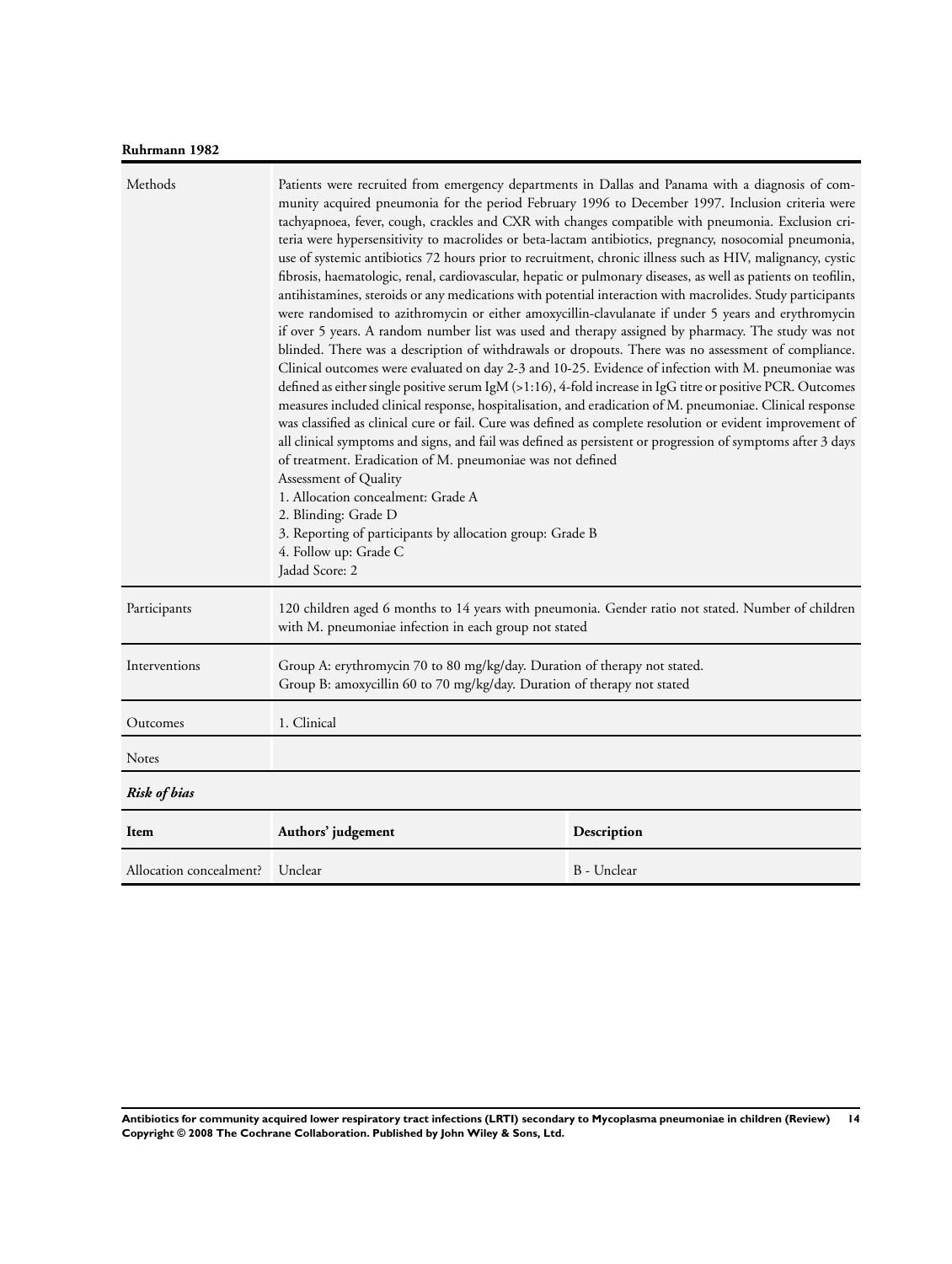**Ruhrmann 1982**

| Methods | Patients were recruited from emergency departments in Dallas and Panama with a diagnosis of community acquired pneumonia for the period February 1996 to December 1997. Inclusion criteria were tachyapnoea, fever, cough, crackles and CXR with changes compatible with pneumonia. Exclusion criteria were hypersensitivity to macrolides or beta-lactam antibiotics, pregnancy, nosocomial pneumonia, use of systemic antibiotics 72 hours prior to recruitment, chronic illness such as HIV, malignancy, cystic fibrosis, haematologic, renal, cardiovascular, hepatic or pulmonary diseases, as well as patients on teofilin, antihistamines, steroids or any medications with potential interaction with macrolides. Study participants were randomised to azithromycin or either amoxycillin-clavulanate if under 5 years and erythromycin if over 5 years. A random number list was used and therapy assigned by pharmacy. The study was not blinded. There was a description of withdrawals or dropouts. There was no assessment of compliance. Clinical outcomes were evaluated on day 2-3 and 10-25. Evidence of infection with M. pneumoniae was defined as either single positive serum IgM (>1:16), 4-fold increase in IgG titre or positive PCR. Outcomes measures included clinical response, hospitalisation, and eradication of M. pneumoniae. Clinical response was classified as clinical cure or fail. Cure was defined as complete resolution or evident improvement of all clinical symptoms and signs, and fail was defined as persistent or progression of symptoms after 3 days of treatment. Eradication of M. pneumoniae was not defined<br>Assessment of Quality<br>1. Allocation concealment: Grade A<br>2. Blinding: Grade D<br>3. Reporting of participants by allocation group: Grade B<br>4. Follow up: Grade C<br>Jadad Score: 2 |
|---|---|
| Participants | 120 children aged 6 months to 14 years with pneumonia. Gender ratio not stated. Number of children with M. pneumoniae infection in each group not stated |
| Interventions | Group A: erythromycin 70 to 80 mg/kg/day. Duration of therapy not stated.<br>Group B: amoxycillin 60 to 70 mg/kg/day. Duration of therapy not stated |
| Outcomes | 1. Clinical |
| Notes | |

***Risk of bias***

| Item | Authors' judgement | Description |
|---|---|---|
| Allocation concealment? | Unclear | B - Unclear |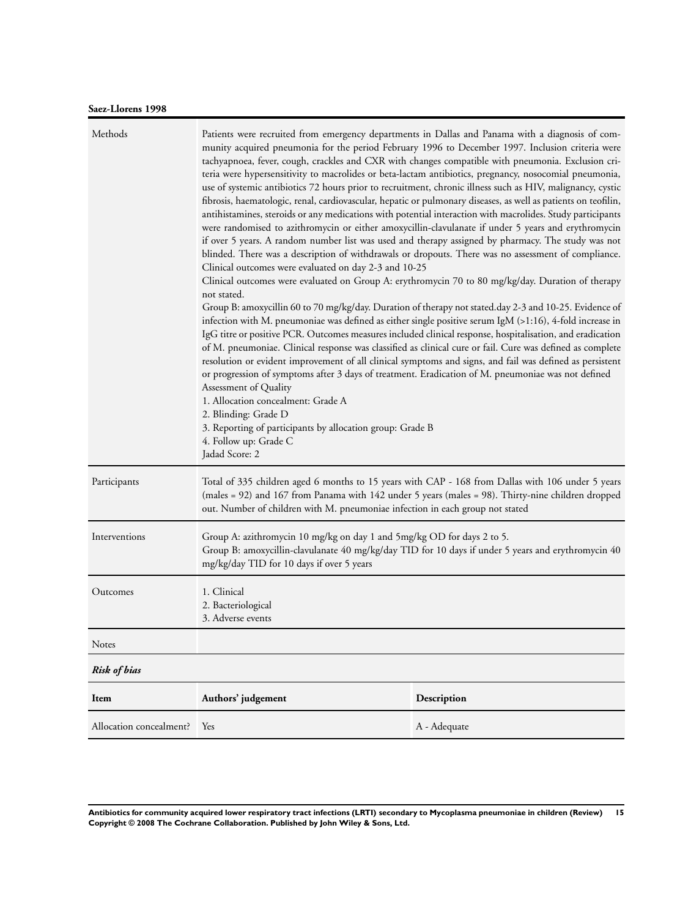**Saez-Llorens 1998**

| | |
|---|---|
| Methods | Patients were recruited from emergency departments in Dallas and Panama with a diagnosis of community acquired pneumonia for the period February 1996 to December 1997. Inclusion criteria were tachyapnoea, fever, cough, crackles and CXR with changes compatible with pneumonia. Exclusion criteria were hypersensitivity to macrolides or beta-lactam antibiotics, pregnancy, nosocomial pneumonia, use of systemic antibiotics 72 hours prior to recruitment, chronic illness such as HIV, malignancy, cystic fibrosis, haematologic, renal, cardiovascular, hepatic or pulmonary diseases, as well as patients on teofilin, antihistamines, steroids or any medications with potential interaction with macrolides. Study participants were randomised to azithromycin or either amoxycillin-clavulanate if under 5 years and erythromycin if over 5 years. A random number list was used and therapy assigned by pharmacy. The study was not blinded. There was a description of withdrawals or dropouts. There was no assessment of compliance. Clinical outcomes were evaluated on day 2-3 and 10-25<br>Clinical outcomes were evaluated on Group A: erythromycin 70 to 80 mg/kg/day. Duration of therapy not stated.<br>Group B: amoxycillin 60 to 70 mg/kg/day. Duration of therapy not stated.day 2-3 and 10-25. Evidence of infection with M. pneumoniae was defined as either single positive serum IgM (>1:16), 4-fold increase in IgG titre or positive PCR. Outcomes measures included clinical response, hospitalisation, and eradication of M. pneumoniae. Clinical response was classified as clinical cure or fail. Cure was defined as complete resolution or evident improvement of all clinical symptoms and signs, and fail was defined as persistent or progression of symptoms after 3 days of treatment. Eradication of M. pneumoniae was not defined<br>Assessment of Quality<br>1. Allocation concealment: Grade A<br>2. Blinding: Grade D<br>3. Reporting of participants by allocation group: Grade B<br>4. Follow up: Grade C<br>Jadad Score: 2 |
| Participants | Total of 335 children aged 6 months to 15 years with CAP - 168 from Dallas with 106 under 5 years (males = 92) and 167 from Panama with 142 under 5 years (males = 98). Thirty-nine children dropped out. Number of children with M. pneumoniae infection in each group not stated |
| Interventions | Group A: azithromycin 10 mg/kg on day 1 and 5mg/kg OD for days 2 to 5.<br>Group B: amoxycillin-clavulanate 40 mg/kg/day TID for 10 days if under 5 years and erythromycin 40 mg/kg/day TID for 10 days if over 5 years |
| Outcomes | 1. Clinical<br>2. Bacteriological<br>3. Adverse events |
| Notes | |

***Risk of bias***

| Item | Authors' judgement | Description |
|---|---|---|
| Allocation concealment? | Yes | A - Adequate |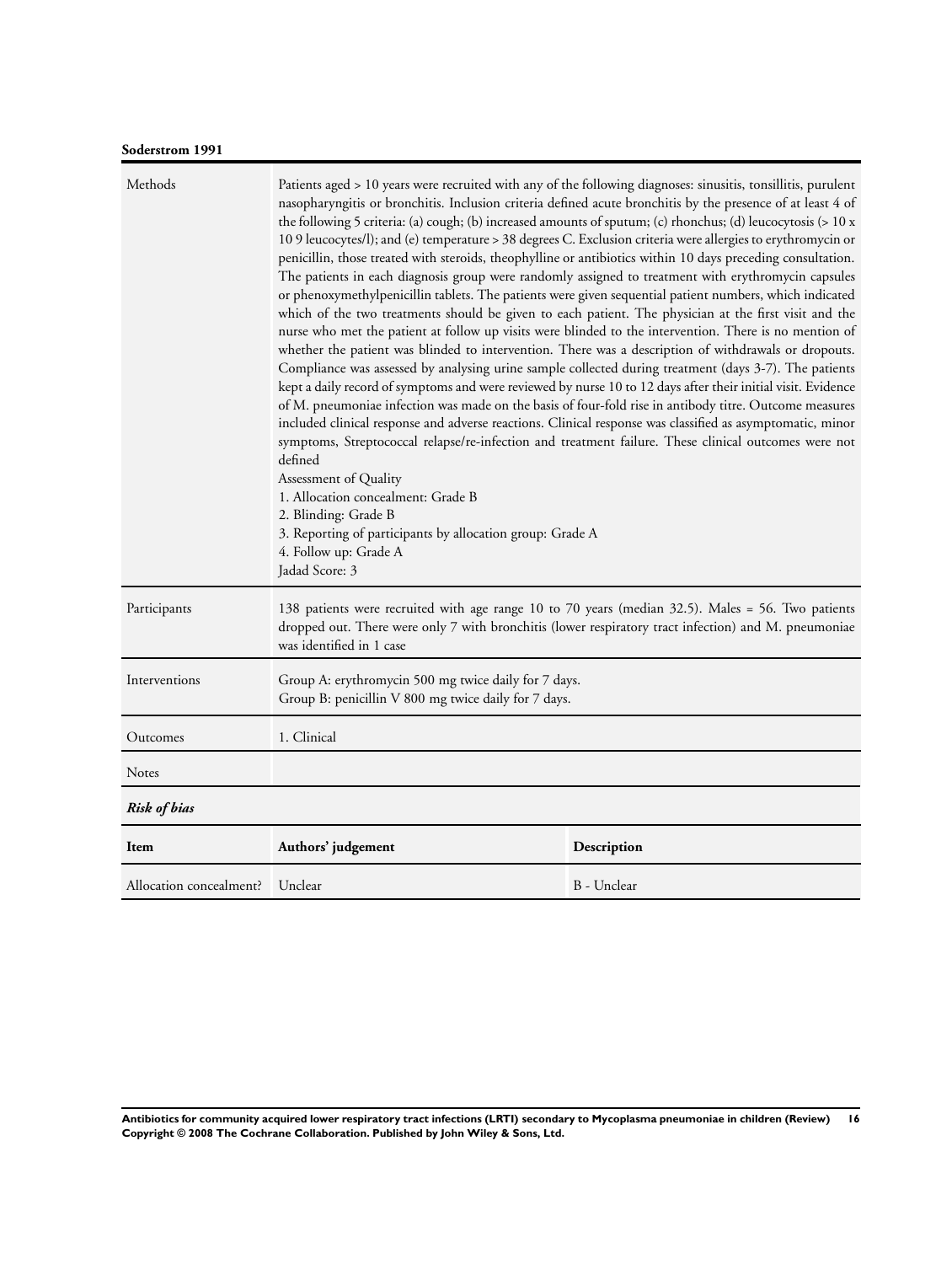**Soderstrom 1991**

| Methods | Patients aged > 10 years were recruited with any of the following diagnoses: sinusitis, tonsillitis, purulent nasopharyngitis or bronchitis. Inclusion criteria defined acute bronchitis by the presence of at least 4 of the following 5 criteria: (a) cough; (b) increased amounts of sputum; (c) rhonchus; (d) leucocytosis (> 10 x 10 9 leucocytes/l); and (e) temperature > 38 degrees C. Exclusion criteria were allergies to erythromycin or penicillin, those treated with steroids, theophylline or antibiotics within 10 days preceding consultation. The patients in each diagnosis group were randomly assigned to treatment with erythromycin capsules or phenoxymethylpenicillin tablets. The patients were given sequential patient numbers, which indicated which of the two treatments should be given to each patient. The physician at the first visit and the nurse who met the patient at follow up visits were blinded to the intervention. There is no mention of whether the patient was blinded to intervention. There was a description of withdrawals or dropouts. Compliance was assessed by analysing urine sample collected during treatment (days 3-7). The patients kept a daily record of symptoms and were reviewed by nurse 10 to 12 days after their initial visit. Evidence of M. pneumoniae infection was made on the basis of four-fold rise in antibody titre. Outcome measures included clinical response and adverse reactions. Clinical response was classified as asymptomatic, minor symptoms, Streptococcal relapse/re-infection and treatment failure. These clinical outcomes were not defined<br>Assessment of Quality<br>1. Allocation concealment: Grade B<br>2. Blinding: Grade B<br>3. Reporting of participants by allocation group: Grade A<br>4. Follow up: Grade A<br>Jadad Score: 3 |
|---|---|
| Participants | 138 patients were recruited with age range 10 to 70 years (median 32.5). Males = 56. Two patients dropped out. There were only 7 with bronchitis (lower respiratory tract infection) and M. pneumoniae was identified in 1 case |
| Interventions | Group A: erythromycin 500 mg twice daily for 7 days.<br>Group B: penicillin V 800 mg twice daily for 7 days. |
| Outcomes | 1. Clinical |
| Notes | |

***Risk of bias***

| Item | Authors' judgement | Description |
|---|---|---|
| Allocation concealment? | Unclear | B - Unclear |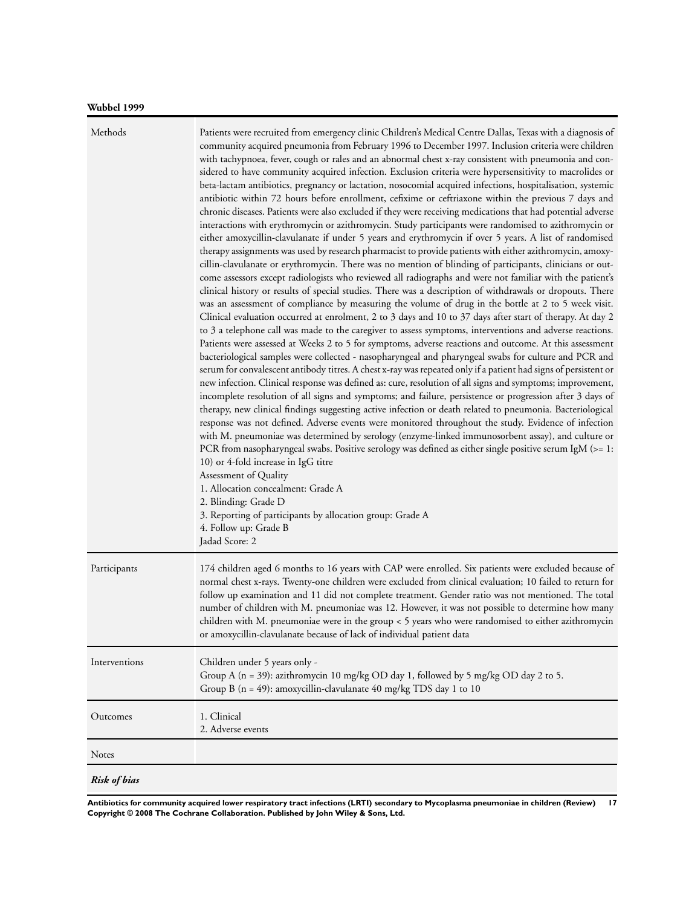**Wubbel 1999**

| | |
|---|---|
| Methods | Patients were recruited from emergency clinic Children's Medical Centre Dallas, Texas with a diagnosis of community acquired pneumonia from February 1996 to December 1997. Inclusion criteria were children with tachypnoea, fever, cough or rales and an abnormal chest x-ray consistent with pneumonia and considered to have community acquired infection. Exclusion criteria were hypersensitivity to macrolides or beta-lactam antibiotics, pregnancy or lactation, nosocomial acquired infections, hospitalisation, systemic antibiotic within 72 hours before enrollment, cefixime or ceftriaxone within the previous 7 days and chronic diseases. Patients were also excluded if they were receiving medications that had potential adverse interactions with erythromycin or azithromycin. Study participants were randomised to azithromycin or either amoxycillin-clavulanate if under 5 years and erythromycin if over 5 years. A list of randomised therapy assignments was used by research pharmacist to provide patients with either azithromycin, amoxycillin-clavulanate or erythromycin. There was no mention of blinding of participants, clinicians or outcome assessors except radiologists who reviewed all radiographs and were not familiar with the patient's clinical history or results of special studies. There was a description of withdrawals or dropouts. There was an assessment of compliance by measuring the volume of drug in the bottle at 2 to 5 week visit. Clinical evaluation occurred at enrolment, 2 to 3 days and 10 to 37 days after start of therapy. At day 2 to 3 a telephone call was made to the caregiver to assess symptoms, interventions and adverse reactions. Patients were assessed at Weeks 2 to 5 for symptoms, adverse reactions and outcome. At this assessment bacteriological samples were collected - nasopharyngeal and pharyngeal swabs for culture and PCR and serum for convalescent antibody titres. A chest x-ray was repeated only if a patient had signs of persistent or new infection. Clinical response was defined as: cure, resolution of all signs and symptoms; improvement, incomplete resolution of all signs and symptoms; and failure, persistence or progression after 3 days of therapy, new clinical findings suggesting active infection or death related to pneumonia. Bacteriological response was not defined. Adverse events were monitored throughout the study. Evidence of infection with M. pneumoniae was determined by serology (enzyme-linked immunosorbent assay), and culture or PCR from nasopharyngeal swabs. Positive serology was defined as either single positive serum IgM (>= 1: 10) or 4-fold increase in IgG titre<br>Assessment of Quality<br>1. Allocation concealment: Grade A<br>2. Blinding: Grade D<br>3. Reporting of participants by allocation group: Grade A<br>4. Follow up: Grade B<br>Jadad Score: 2 |
| Participants | 174 children aged 6 months to 16 years with CAP were enrolled. Six patients were excluded because of normal chest x-rays. Twenty-one children were excluded from clinical evaluation; 10 failed to return for follow up examination and 11 did not complete treatment. Gender ratio was not mentioned. The total number of children with M. pneumoniae was 12. However, it was not possible to determine how many children with M. pneumoniae were in the group < 5 years who were randomised to either azithromycin or amoxycillin-clavulanate because of lack of individual patient data |
| Interventions | Children under 5 years only -<br>Group A (n = 39): azithromycin 10 mg/kg OD day 1, followed by 5 mg/kg OD day 2 to 5.<br>Group B (n = 49): amoxycillin-clavulanate 40 mg/kg TDS day 1 to 10 |
| Outcomes | 1. Clinical<br>2. Adverse events |
| Notes | |

***Risk of bias***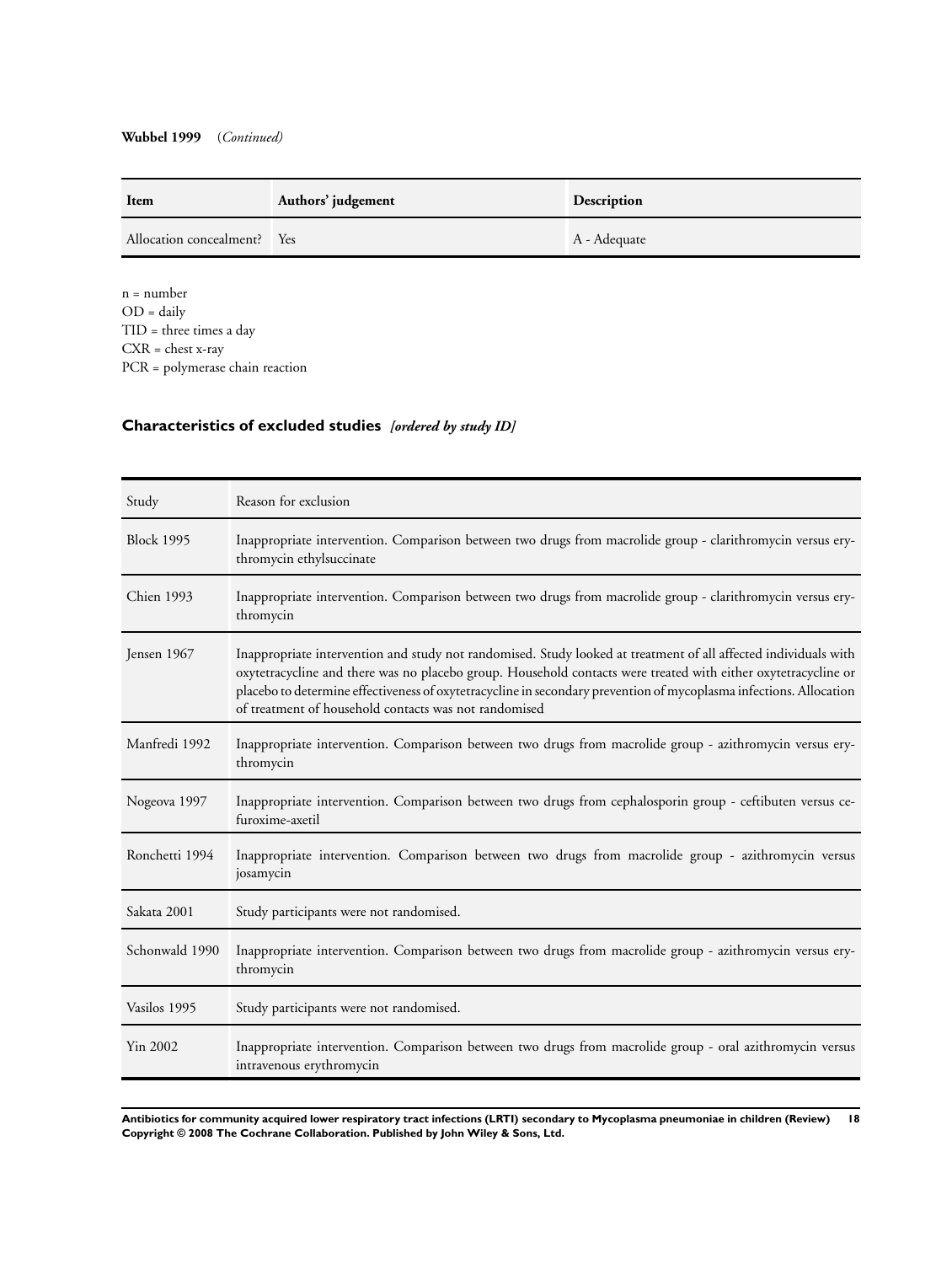**Wubbel 1999** (*Continued)*

| Item | Authors' judgement | Description |
|---|---|---|
| Allocation concealment? | Yes | A - Adequate |

n = number
OD = daily
TID = three times a day
CXR = chest x-ray
PCR = polymerase chain reaction

## Characteristics of excluded studies *[ordered by study ID]*

| Study | Reason for exclusion |
|---|---|
| Block 1995 | Inappropriate intervention. Comparison between two drugs from macrolide group - clarithromycin versus erythromycin ethylsuccinate |
| Chien 1993 | Inappropriate intervention. Comparison between two drugs from macrolide group - clarithromycin versus erythromycin |
| Jensen 1967 | Inappropriate intervention and study not randomised. Study looked at treatment of all affected individuals with oxytetracycline and there was no placebo group. Household contacts were treated with either oxytetracycline or placebo to determine effectiveness of oxytetracycline in secondary prevention of mycoplasma infections. Allocation of treatment of household contacts was not randomised |
| Manfredi 1992 | Inappropriate intervention. Comparison between two drugs from macrolide group - azithromycin versus erythromycin |
| Nogeova 1997 | Inappropriate intervention. Comparison between two drugs from cephalosporin group - ceftibuten versus cefuroxime-axetil |
| Ronchetti 1994 | Inappropriate intervention. Comparison between two drugs from macrolide group - azithromycin versus josamycin |
| Sakata 2001 | Study participants were not randomised. |
| Schonwald 1990 | Inappropriate intervention. Comparison between two drugs from macrolide group - azithromycin versus erythromycin |
| Vasilos 1995 | Study participants were not randomised. |
| Yin 2002 | Inappropriate intervention. Comparison between two drugs from macrolide group - oral azithromycin versus intravenous erythromycin |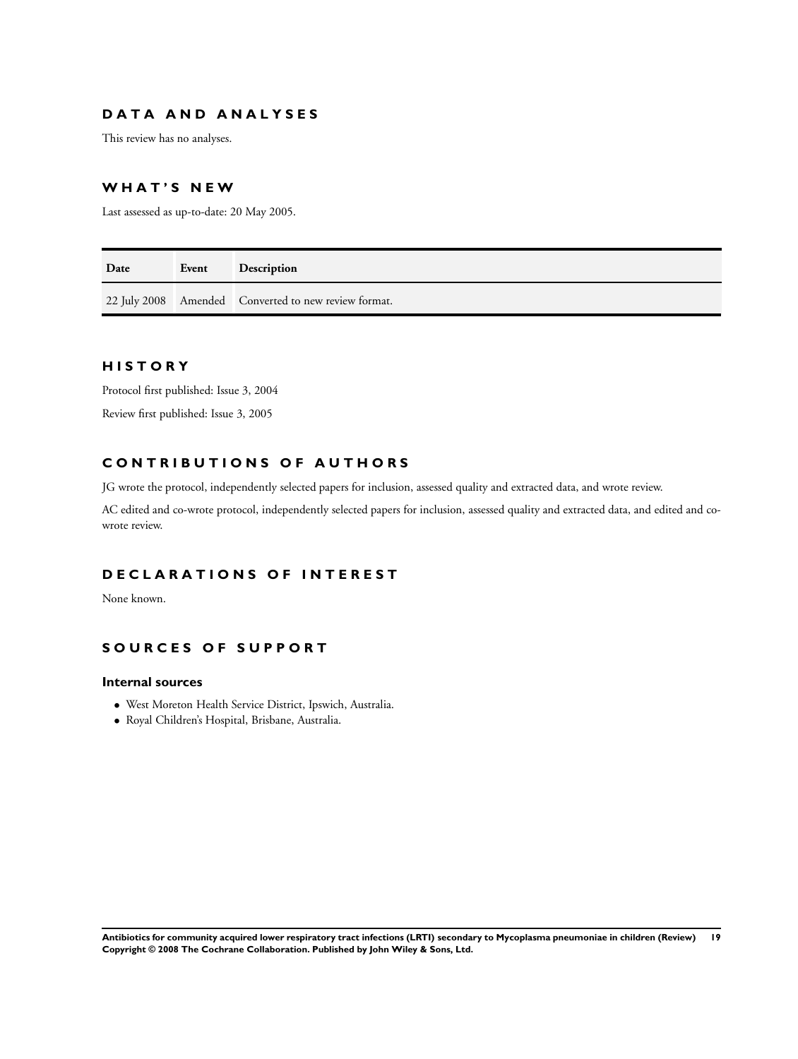## DATA AND ANALYSES

This review has no analyses.

## WHAT'S NEW

Last assessed as up-to-date: 20 May 2005.

| Date | Event | Description |
|---|---|---|
| 22 July 2008 | Amended | Converted to new review format. |

## HISTORY

Protocol first published: Issue 3, 2004

Review first published: Issue 3, 2005

## CONTRIBUTIONS OF AUTHORS

JG wrote the protocol, independently selected papers for inclusion, assessed quality and extracted data, and wrote review.

AC edited and co-wrote protocol, independently selected papers for inclusion, assessed quality and extracted data, and edited and co-wrote review.

## DECLARATIONS OF INTEREST

None known.

## SOURCES OF SUPPORT

### Internal sources

- West Moreton Health Service District, Ipswich, Australia.
- Royal Children's Hospital, Brisbane, Australia.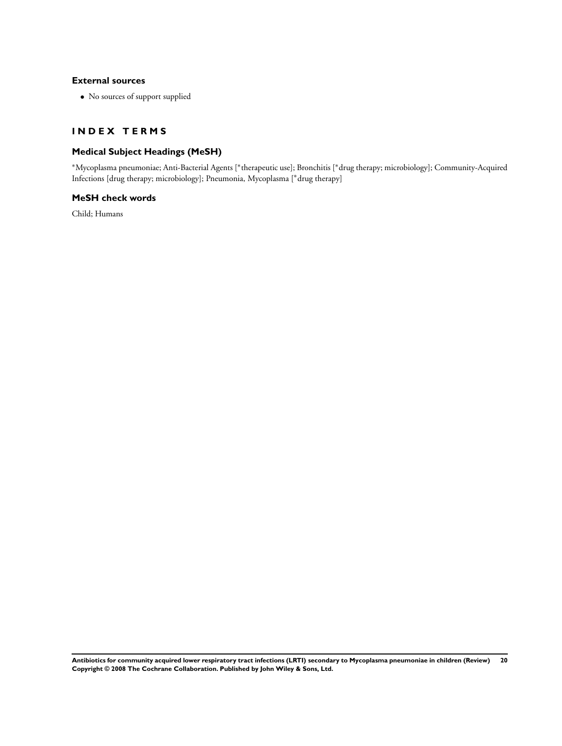### External sources

- No sources of support supplied

## INDEX TERMS

### Medical Subject Headings (MeSH)

*Mycoplasma pneumoniae; Anti-Bacterial Agents [*therapeutic use]; Bronchitis [*drug therapy; microbiology]; Community-Acquired Infections [drug therapy; microbiology]; Pneumonia, Mycoplasma [*drug therapy]

### MeSH check words

Child; Humans